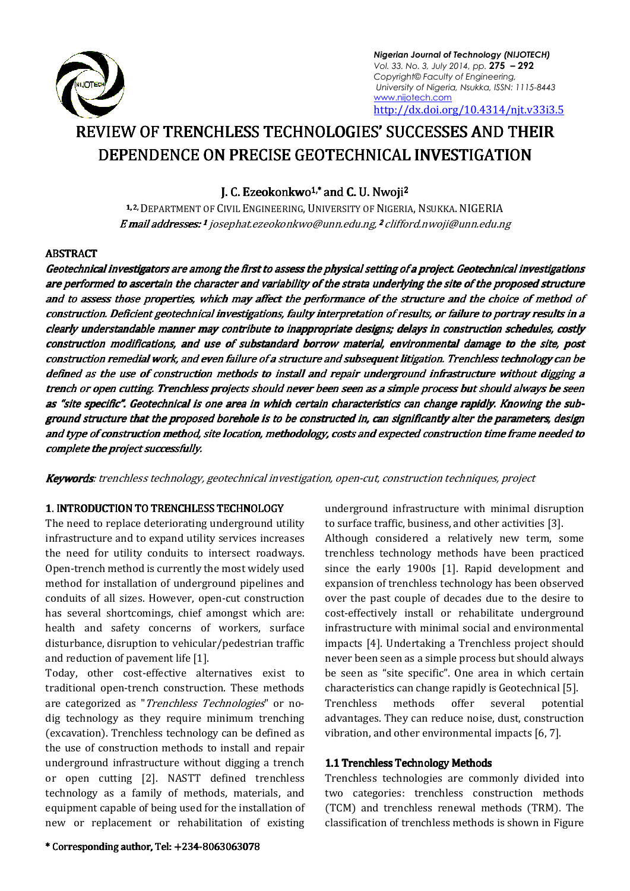# REVIEW OF TRENCHLESS TECHNOLOGIES' SUCCESSES AND THEIR DEPENDENCE ON PRECISE GEOTECHNICAL INVESTIGATION

**J. C. Ezeokonkwo[1,*] and C. U. Nwoji[2]**

[1,2] DEPARTMENT OF CIVIL ENGINEERING, UNIVERSITY OF NIGERIA, NSUKKA. NIGERIA
*E mail addresses:* [1] *josephat.ezeokonkwo@unn.edu.ng*, [2] *clifford.nwoji@unn.edu.ng*

## ABSTRACT

***Geotechnical investigators are among the first to assess the physical setting of a project. Geotechnical investigations are performed to ascertain the character and variability of the strata underlying the site of the proposed structure and to assess those properties, which may affect the performance of the structure and the choice of method of construction. Deficient geotechnical investigations, faulty interpretation of results, or failure to portray results in a clearly understandable manner may contribute to inappropriate designs; delays in construction schedules, costly construction modifications, and use of substandard borrow material, environmental damage to the site, post construction remedial work, and even failure of a structure and subsequent litigation. Trenchless technology can be defined as the use of construction methods to install and repair underground infrastructure without digging a trench or open cutting. Trenchless projects should never been seen as a simple process but should always be seen as "site specific". Geotechnical is one area in which certain characteristics can change rapidly. Knowing the sub-ground structure that the proposed borehole is to be constructed in, can significantly alter the parameters, design and type of construction method, site location, methodology, costs and expected construction time frame needed to complete the project successfully.***

***Keywords****: trenchless technology, geotechnical investigation, open-cut, construction techniques, project*

## 1. INTRODUCTION TO TRENCHLESS TECHNOLOGY

The need to replace deteriorating underground utility infrastructure and to expand utility services increases the need for utility conduits to intersect roadways. Open-trench method is currently the most widely used method for installation of underground pipelines and conduits of all sizes. However, open-cut construction has several shortcomings, chief amongst which are: health and safety concerns of workers, surface disturbance, disruption to vehicular/pedestrian traffic and reduction of pavement life [1].

Today, other cost-effective alternatives exist to traditional open-trench construction. These methods are categorized as "*Trenchless Technologies*" or no-dig technology as they require minimum trenching (excavation). Trenchless technology can be defined as the use of construction methods to install and repair underground infrastructure without digging a trench or open cutting [2]. NASTT defined trenchless technology as a family of methods, materials, and equipment capable of being used for the installation of new or replacement or rehabilitation of existing underground infrastructure with minimal disruption to surface traffic, business, and other activities [3].

Although considered a relatively new term, some trenchless technology methods have been practiced since the early 1900s [1]. Rapid development and expansion of trenchless technology has been observed over the past couple of decades due to the desire to cost-effectively install or rehabilitate underground infrastructure with minimal social and environmental impacts [4]. Undertaking a Trenchless project should never been seen as a simple process but should always be seen as "site specific". One area in which certain characteristics can change rapidly is Geotechnical [5].

Trenchless methods offer several potential advantages. They can reduce noise, dust, construction vibration, and other environmental impacts [6, 7].

### 1.1 Trenchless Technology Methods

Trenchless technologies are commonly divided into two categories: trenchless construction methods (TCM) and trenchless renewal methods (TRM). The classification of trenchless methods is shown in Figure

\* Corresponding author, Tel: +234-8063063078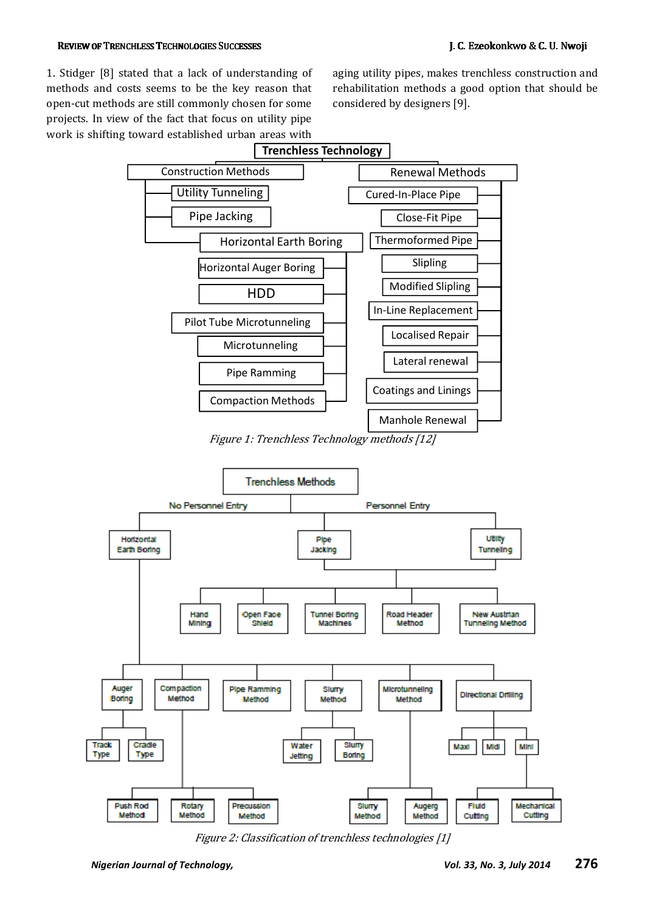1. Stidger [8] stated that a lack of understanding of methods and costs seems to be the key reason that open-cut methods are still commonly chosen for some projects. In view of the fact that focus on utility pipe work is shifting toward established urban areas with aging utility pipes, makes trenchless construction and rehabilitation methods a good option that should be considered by designers [9].

*Figure 1: Trenchless Technology methods [12]*

*Figure 2: Classification of trenchless technologies [1]*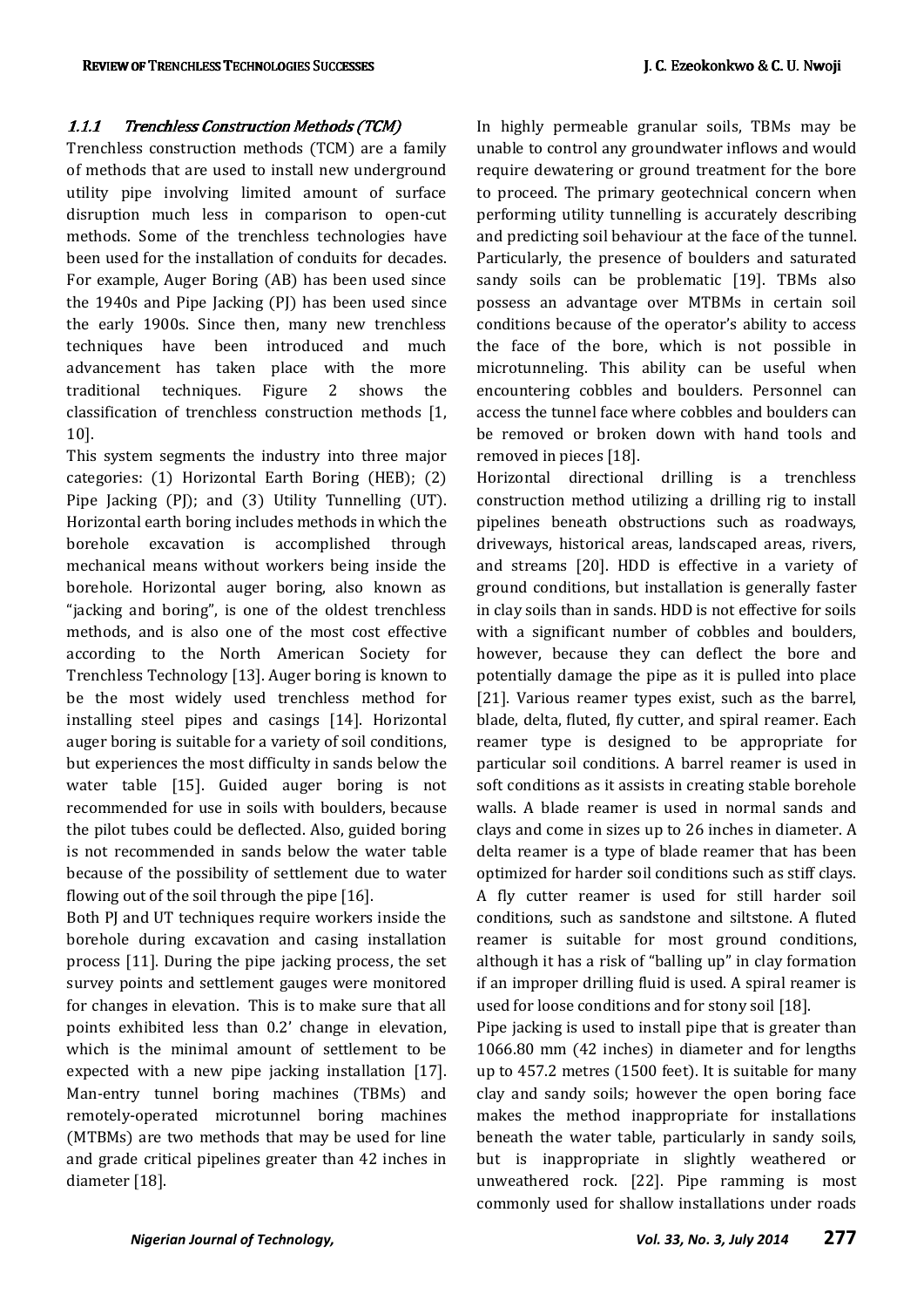### 1.1.1 *Trenchless Construction Methods (TCM)*

Trenchless construction methods (TCM) are a family of methods that are used to install new underground utility pipe involving limited amount of surface disruption much less in comparison to open-cut methods. Some of the trenchless technologies have been used for the installation of conduits for decades. For example, Auger Boring (AB) has been used since the 1940s and Pipe Jacking (PJ) has been used since the early 1900s. Since then, many new trenchless techniques have been introduced and much advancement has taken place with the more traditional techniques. Figure 2 shows the classification of trenchless construction methods [1, 10].

This system segments the industry into three major categories: (1) Horizontal Earth Boring (HEB); (2) Pipe Jacking (PJ); and (3) Utility Tunnelling (UT). Horizontal earth boring includes methods in which the borehole excavation is accomplished through mechanical means without workers being inside the borehole. Horizontal auger boring, also known as "jacking and boring", is one of the oldest trenchless methods, and is also one of the most cost effective according to the North American Society for Trenchless Technology [13]. Auger boring is known to be the most widely used trenchless method for installing steel pipes and casings [14]. Horizontal auger boring is suitable for a variety of soil conditions, but experiences the most difficulty in sands below the water table [15]. Guided auger boring is not recommended for use in soils with boulders, because the pilot tubes could be deflected. Also, guided boring is not recommended in sands below the water table because of the possibility of settlement due to water flowing out of the soil through the pipe [16].

Both PJ and UT techniques require workers inside the borehole during excavation and casing installation process [11]. During the pipe jacking process, the set survey points and settlement gauges were monitored for changes in elevation. This is to make sure that all points exhibited less than 0.2' change in elevation, which is the minimal amount of settlement to be expected with a new pipe jacking installation [17]. Man-entry tunnel boring machines (TBMs) and remotely-operated microtunnel boring machines (MTBMs) are two methods that may be used for line and grade critical pipelines greater than 42 inches in diameter [18].

In highly permeable granular soils, TBMs may be unable to control any groundwater inflows and would require dewatering or ground treatment for the bore to proceed. The primary geotechnical concern when performing utility tunnelling is accurately describing and predicting soil behaviour at the face of the tunnel. Particularly, the presence of boulders and saturated sandy soils can be problematic [19]. TBMs also possess an advantage over MTBMs in certain soil conditions because of the operator's ability to access the face of the bore, which is not possible in microtunneling. This ability can be useful when encountering cobbles and boulders. Personnel can access the tunnel face where cobbles and boulders can be removed or broken down with hand tools and removed in pieces [18].

Horizontal directional drilling is a trenchless construction method utilizing a drilling rig to install pipelines beneath obstructions such as roadways, driveways, historical areas, landscaped areas, rivers, and streams [20]. HDD is effective in a variety of ground conditions, but installation is generally faster in clay soils than in sands. HDD is not effective for soils with a significant number of cobbles and boulders, however, because they can deflect the bore and potentially damage the pipe as it is pulled into place [21]. Various reamer types exist, such as the barrel, blade, delta, fluted, fly cutter, and spiral reamer. Each reamer type is designed to be appropriate for particular soil conditions. A barrel reamer is used in soft conditions as it assists in creating stable borehole walls. A blade reamer is used in normal sands and clays and come in sizes up to 26 inches in diameter. A delta reamer is a type of blade reamer that has been optimized for harder soil conditions such as stiff clays. A fly cutter reamer is used for still harder soil conditions, such as sandstone and siltstone. A fluted reamer is suitable for most ground conditions, although it has a risk of "balling up" in clay formation if an improper drilling fluid is used. A spiral reamer is used for loose conditions and for stony soil [18].

Pipe jacking is used to install pipe that is greater than 1066.80 mm (42 inches) in diameter and for lengths up to 457.2 metres (1500 feet). It is suitable for many clay and sandy soils; however the open boring face makes the method inappropriate for installations beneath the water table, particularly in sandy soils, but is inappropriate in slightly weathered or unweathered rock. [22]. Pipe ramming is most commonly used for shallow installations under roads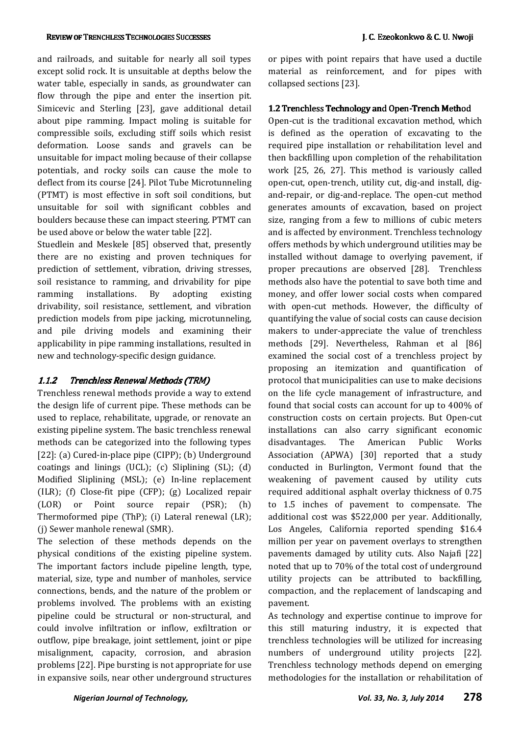and railroads, and suitable for nearly all soil types except solid rock. It is unsuitable at depths below the water table, especially in sands, as groundwater can flow through the pipe and enter the insertion pit. Simicevic and Sterling [23], gave additional detail about pipe ramming. Impact moling is suitable for compressible soils, excluding stiff soils which resist deformation. Loose sands and gravels can be unsuitable for impact moling because of their collapse potentials, and rocky soils can cause the mole to deflect from its course [24]. Pilot Tube Microtunneling (PTMT) is most effective in soft soil conditions, but unsuitable for soil with significant cobbles and boulders because these can impact steering. PTMT can be used above or below the water table [22].

Stuedlein and Meskele [85] observed that, presently there are no existing and proven techniques for prediction of settlement, vibration, driving stresses, soil resistance to ramming, and drivability for pipe ramming installations. By adopting existing drivability, soil resistance, settlement, and vibration prediction models from pipe jacking, microtunneling, and pile driving models and examining their applicability in pipe ramming installations, resulted in new and technology-specific design guidance.

### *1.1.2 Trenchless Renewal Methods (TRM)*

Trenchless renewal methods provide a way to extend the design life of current pipe. These methods can be used to replace, rehabilitate, upgrade, or renovate an existing pipeline system. The basic trenchless renewal methods can be categorized into the following types [22]: (a) Cured-in-place pipe (CIPP); (b) Underground coatings and linings (UCL); (c) Sliplining (SL); (d) Modified Sliplining (MSL); (e) In-line replacement (ILR); (f) Close-fit pipe (CFP); (g) Localized repair (LOR) or Point source repair (PSR); (h) Thermoformed pipe (ThP); (i) Lateral renewal (LR); (j) Sewer manhole renewal (SMR).

The selection of these methods depends on the physical conditions of the existing pipeline system. The important factors include pipeline length, type, material, size, type and number of manholes, service connections, bends, and the nature of the problem or problems involved. The problems with an existing pipeline could be structural or non-structural, and could involve infiltration or inflow, exfiltration or outflow, pipe breakage, joint settlement, joint or pipe misalignment, capacity, corrosion, and abrasion problems [22]. Pipe bursting is not appropriate for use in expansive soils, near other underground structures or pipes with point repairs that have used a ductile material as reinforcement, and for pipes with collapsed sections [23].

### 1.2 Trenchless Technology and Open-Trench Method

Open-cut is the traditional excavation method, which is defined as the operation of excavating to the required pipe installation or rehabilitation level and then backfilling upon completion of the rehabilitation work [25, 26, 27]. This method is variously called open-cut, open-trench, utility cut, dig-and install, dig-and-repair, or dig-and-replace. The open-cut method generates amounts of excavation, based on project size, ranging from a few to millions of cubic meters and is affected by environment. Trenchless technology offers methods by which underground utilities may be installed without damage to overlying pavement, if proper precautions are observed [28]. Trenchless methods also have the potential to save both time and money, and offer lower social costs when compared with open-cut methods. However, the difficulty of quantifying the value of social costs can cause decision makers to under-appreciate the value of trenchless methods [29]. Nevertheless, Rahman et al [86] examined the social cost of a trenchless project by proposing an itemization and quantification of protocol that municipalities can use to make decisions on the life cycle management of infrastructure, and found that social costs can account for up to 400% of construction costs on certain projects. But Open-cut installations can also carry significant economic disadvantages. The American Public Works Association (APWA) [30] reported that a study conducted in Burlington, Vermont found that the weakening of pavement caused by utility cuts required additional asphalt overlay thickness of 0.75 to 1.5 inches of pavement to compensate. The additional cost was $522,000 per year. Additionally, Los Angeles, California reported spending $16.4 million per year on pavement overlays to strengthen pavements damaged by utility cuts. Also Najafi [22] noted that up to 70% of the total cost of underground utility projects can be attributed to backfilling, compaction, and the replacement of landscaping and pavement.

As technology and expertise continue to improve for this still maturing industry, it is expected that trenchless technologies will be utilized for increasing numbers of underground utility projects [22]. Trenchless technology methods depend on emerging methodologies for the installation or rehabilitation of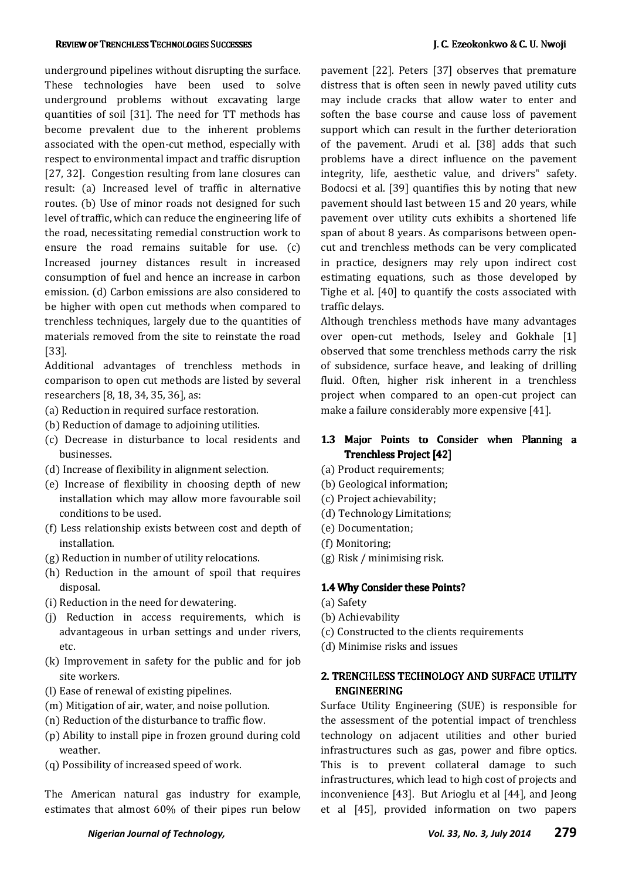underground pipelines without disrupting the surface. These technologies have been used to solve underground problems without excavating large quantities of soil [31]. The need for TT methods has become prevalent due to the inherent problems associated with the open-cut method, especially with respect to environmental impact and traffic disruption [27, 32]. Congestion resulting from lane closures can result: (a) Increased level of traffic in alternative routes. (b) Use of minor roads not designed for such level of traffic, which can reduce the engineering life of the road, necessitating remedial construction work to ensure the road remains suitable for use. (c) Increased journey distances result in increased consumption of fuel and hence an increase in carbon emission. (d) Carbon emissions are also considered to be higher with open cut methods when compared to trenchless techniques, largely due to the quantities of materials removed from the site to reinstate the road [33].

Additional advantages of trenchless methods in comparison to open cut methods are listed by several researchers [8, 18, 34, 35, 36], as:

(a) Reduction in required surface restoration.
(b) Reduction of damage to adjoining utilities.
(c) Decrease in disturbance to local residents and businesses.
(d) Increase of flexibility in alignment selection.
(e) Increase of flexibility in choosing depth of new installation which may allow more favourable soil conditions to be used.
(f) Less relationship exists between cost and depth of installation.
(g) Reduction in number of utility relocations.
(h) Reduction in the amount of spoil that requires disposal.
(i) Reduction in the need for dewatering.
(j) Reduction in access requirements, which is advantageous in urban settings and under rivers, etc.
(k) Improvement in safety for the public and for job site workers.
(l) Ease of renewal of existing pipelines.
(m) Mitigation of air, water, and noise pollution.
(n) Reduction of the disturbance to traffic flow.
(p) Ability to install pipe in frozen ground during cold weather.
(q) Possibility of increased speed of work.

The American natural gas industry for example, estimates that almost 60% of their pipes run below pavement [22]. Peters [37] observes that premature distress that is often seen in newly paved utility cuts may include cracks that allow water to enter and soften the base course and cause loss of pavement support which can result in the further deterioration of the pavement. Arudi et al. [38] adds that such problems have a direct influence on the pavement integrity, life, aesthetic value, and drivers‟ safety. Bodocsi et al. [39] quantifies this by noting that new pavement should last between 15 and 20 years, while pavement over utility cuts exhibits a shortened life span of about 8 years. As comparisons between open-cut and trenchless methods can be very complicated in practice, designers may rely upon indirect cost estimating equations, such as those developed by Tighe et al. [40] to quantify the costs associated with traffic delays.

Although trenchless methods have many advantages over open-cut methods, Iseley and Gokhale [1] observed that some trenchless methods carry the risk of subsidence, surface heave, and leaking of drilling fluid. Often, higher risk inherent in a trenchless project when compared to an open-cut project can make a failure considerably more expensive [41].

### 1.3 Major Points to Consider when Planning a Trenchless Project [42]

(a) Product requirements;
(b) Geological information;
(c) Project achievability;
(d) Technology Limitations;
(e) Documentation;
(f) Monitoring;
(g) Risk / minimising risk.

### 1.4 Why Consider these Points?

(a) Safety
(b) Achievability
(c) Constructed to the clients requirements
(d) Minimise risks and issues

## 2. TRENCHLESS TECHNOLOGY AND SURFACE UTILITY ENGINEERING

Surface Utility Engineering (SUE) is responsible for the assessment of the potential impact of trenchless technology on adjacent utilities and other buried infrastructures such as gas, power and fibre optics. This is to prevent collateral damage to such infrastructures, which lead to high cost of projects and inconvenience [43]. But Arioglu et al [44], and Jeong et al [45], provided information on two papers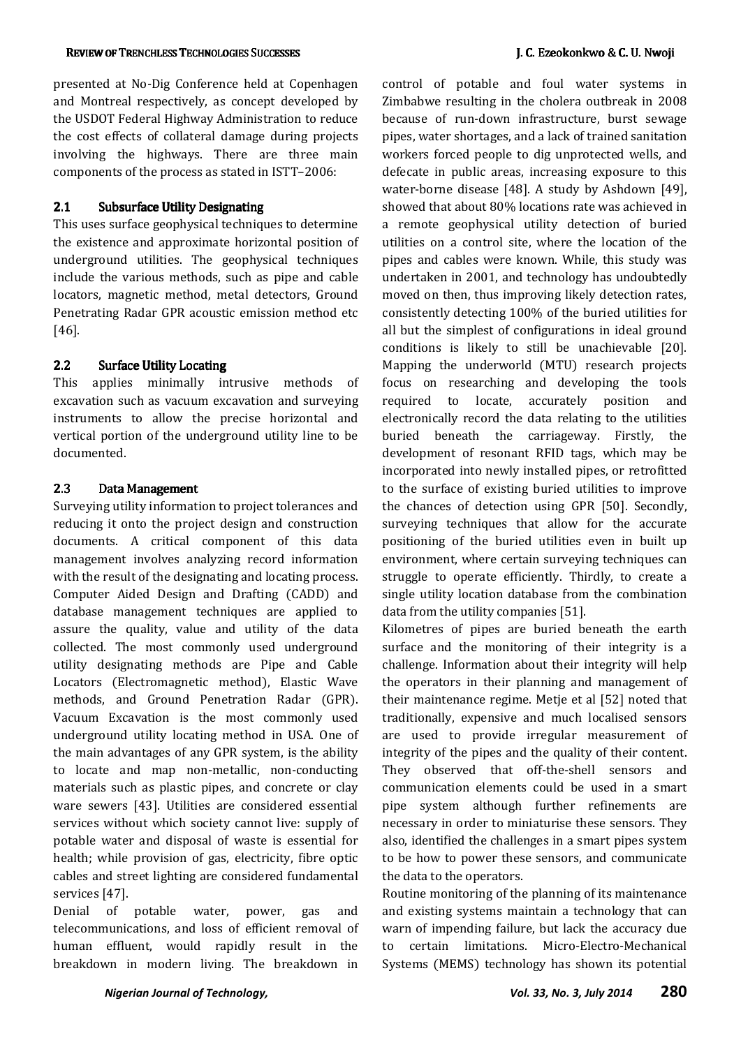presented at No-Dig Conference held at Copenhagen and Montreal respectively, as concept developed by the USDOT Federal Highway Administration to reduce the cost effects of collateral damage during projects involving the highways. There are three main components of the process as stated in ISTT–2006:

### 2.1 Subsurface Utility Designating

This uses surface geophysical techniques to determine the existence and approximate horizontal position of underground utilities. The geophysical techniques include the various methods, such as pipe and cable locators, magnetic method, metal detectors, Ground Penetrating Radar GPR acoustic emission method etc [46].

### 2.2 Surface Utility Locating

This applies minimally intrusive methods of excavation such as vacuum excavation and surveying instruments to allow the precise horizontal and vertical portion of the underground utility line to be documented.

### 2.3 Data Management

Surveying utility information to project tolerances and reducing it onto the project design and construction documents. A critical component of this data management involves analyzing record information with the result of the designating and locating process. Computer Aided Design and Drafting (CADD) and database management techniques are applied to assure the quality, value and utility of the data collected. The most commonly used underground utility designating methods are Pipe and Cable Locators (Electromagnetic method), Elastic Wave methods, and Ground Penetration Radar (GPR). Vacuum Excavation is the most commonly used underground utility locating method in USA. One of the main advantages of any GPR system, is the ability to locate and map non-metallic, non-conducting materials such as plastic pipes, and concrete or clay ware sewers [43]. Utilities are considered essential services without which society cannot live: supply of potable water and disposal of waste is essential for health; while provision of gas, electricity, fibre optic cables and street lighting are considered fundamental services [47].

Denial of potable water, power, gas and telecommunications, and loss of efficient removal of human effluent, would rapidly result in the breakdown in modern living. The breakdown in control of potable and foul water systems in Zimbabwe resulting in the cholera outbreak in 2008 because of run-down infrastructure, burst sewage pipes, water shortages, and a lack of trained sanitation workers forced people to dig unprotected wells, and defecate in public areas, increasing exposure to this water-borne disease [48]. A study by Ashdown [49], showed that about 80% locations rate was achieved in a remote geophysical utility detection of buried utilities on a control site, where the location of the pipes and cables were known. While, this study was undertaken in 2001, and technology has undoubtedly moved on then, thus improving likely detection rates, consistently detecting 100% of the buried utilities for all but the simplest of configurations in ideal ground conditions is likely to still be unachievable [20]. Mapping the underworld (MTU) research projects focus on researching and developing the tools required to locate, accurately position and electronically record the data relating to the utilities buried beneath the carriageway. Firstly, the development of resonant RFID tags, which may be incorporated into newly installed pipes, or retrofitted to the surface of existing buried utilities to improve the chances of detection using GPR [50]. Secondly, surveying techniques that allow for the accurate positioning of the buried utilities even in built up environment, where certain surveying techniques can struggle to operate efficiently. Thirdly, to create a single utility location database from the combination data from the utility companies [51].

Kilometres of pipes are buried beneath the earth surface and the monitoring of their integrity is a challenge. Information about their integrity will help the operators in their planning and management of their maintenance regime. Metje et al [52] noted that traditionally, expensive and much localised sensors are used to provide irregular measurement of integrity of the pipes and the quality of their content. They observed that off-the-shell sensors and communication elements could be used in a smart pipe system although further refinements are necessary in order to miniaturise these sensors. They also, identified the challenges in a smart pipes system to be how to power these sensors, and communicate the data to the operators.

Routine monitoring of the planning of its maintenance and existing systems maintain a technology that can warn of impending failure, but lack the accuracy due to certain limitations. Micro-Electro-Mechanical Systems (MEMS) technology has shown its potential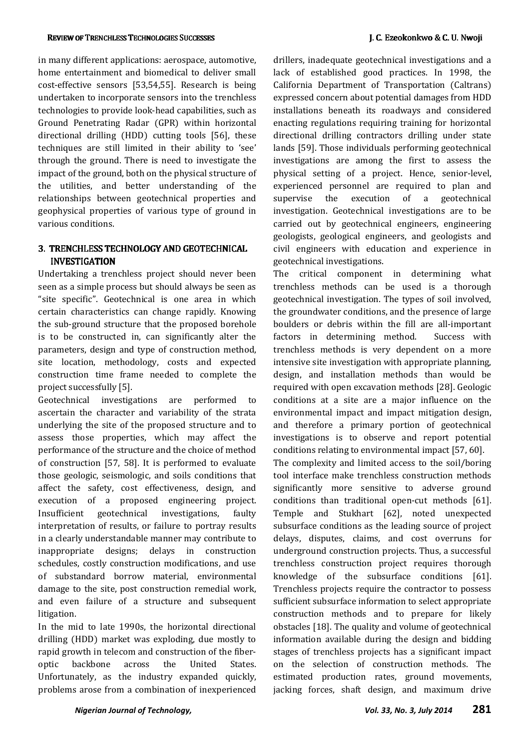in many different applications: aerospace, automotive, home entertainment and biomedical to deliver small cost-effective sensors [53,54,55]. Research is being undertaken to incorporate sensors into the trenchless technologies to provide look-head capabilities, such as Ground Penetrating Radar (GPR) within horizontal directional drilling (HDD) cutting tools [56], these techniques are still limited in their ability to 'see' through the ground. There is need to investigate the impact of the ground, both on the physical structure of the utilities, and better understanding of the relationships between geotechnical properties and geophysical properties of various type of ground in various conditions.

## 3. TRENCHLESS TECHNOLOGY AND GEOTECHNICAL INVESTIGATION

Undertaking a trenchless project should never been seen as a simple process but should always be seen as "site specific". Geotechnical is one area in which certain characteristics can change rapidly. Knowing the sub-ground structure that the proposed borehole is to be constructed in, can significantly alter the parameters, design and type of construction method, site location, methodology, costs and expected construction time frame needed to complete the project successfully [5].

Geotechnical investigations are performed to ascertain the character and variability of the strata underlying the site of the proposed structure and to assess those properties, which may affect the performance of the structure and the choice of method of construction [57, 58]. It is performed to evaluate those geologic, seismologic, and soils conditions that affect the safety, cost effectiveness, design, and execution of a proposed engineering project. Insufficient geotechnical investigations, faulty interpretation of results, or failure to portray results in a clearly understandable manner may contribute to inappropriate designs; delays in construction schedules, costly construction modifications, and use of substandard borrow material, environmental damage to the site, post construction remedial work, and even failure of a structure and subsequent litigation.

In the mid to late 1990s, the horizontal directional drilling (HDD) market was exploding, due mostly to rapid growth in telecom and construction of the fiber-optic backbone across the United States. Unfortunately, as the industry expanded quickly, problems arose from a combination of inexperienced drillers, inadequate geotechnical investigations and a lack of established good practices. In 1998, the California Department of Transportation (Caltrans) expressed concern about potential damages from HDD installations beneath its roadways and considered enacting regulations requiring training for horizontal directional drilling contractors drilling under state lands [59]. Those individuals performing geotechnical investigations are among the first to assess the physical setting of a project. Hence, senior-level, experienced personnel are required to plan and supervise the execution of a geotechnical investigation. Geotechnical investigations are to be carried out by geotechnical engineers, engineering geologists, geological engineers, and geologists and civil engineers with education and experience in geotechnical investigations.

The critical component in determining what trenchless methods can be used is a thorough geotechnical investigation. The types of soil involved, the groundwater conditions, and the presence of large boulders or debris within the fill are all-important factors in determining method. Success with trenchless methods is very dependent on a more intensive site investigation with appropriate planning, design, and installation methods than would be required with open excavation methods [28]. Geologic conditions at a site are a major influence on the environmental impact and impact mitigation design, and therefore a primary portion of geotechnical investigations is to observe and report potential conditions relating to environmental impact [57, 60].

The complexity and limited access to the soil/boring tool interface make trenchless construction methods significantly more sensitive to adverse ground conditions than traditional open-cut methods [61]. Temple and Stukhart [62], noted unexpected subsurface conditions as the leading source of project delays, disputes, claims, and cost overruns for underground construction projects. Thus, a successful trenchless construction project requires thorough knowledge of the subsurface conditions [61]. Trenchless projects require the contractor to possess sufficient subsurface information to select appropriate construction methods and to prepare for likely obstacles [18]. The quality and volume of geotechnical information available during the design and bidding stages of trenchless projects has a significant impact on the selection of construction methods. The estimated production rates, ground movements, jacking forces, shaft design, and maximum drive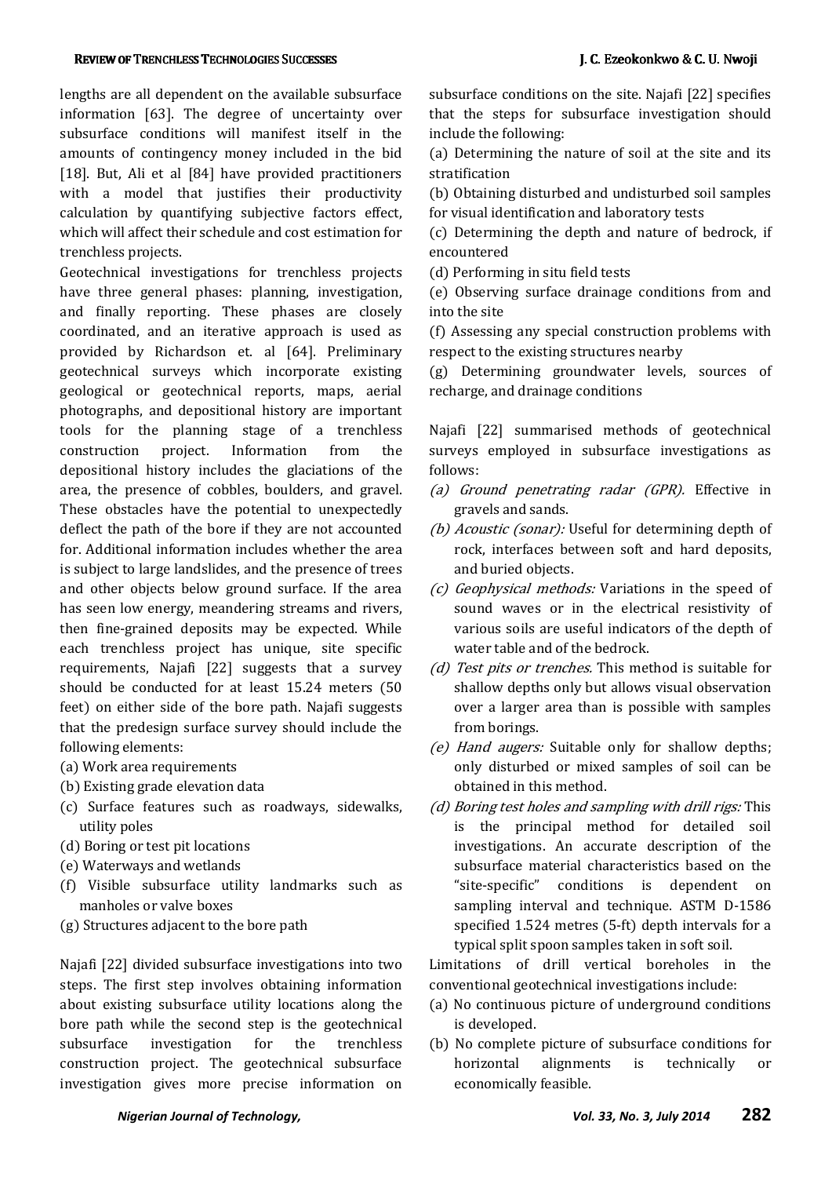lengths are all dependent on the available subsurface information [63]. The degree of uncertainty over subsurface conditions will manifest itself in the amounts of contingency money included in the bid [18]. But, Ali et al [84] have provided practitioners with a model that justifies their productivity calculation by quantifying subjective factors effect, which will affect their schedule and cost estimation for trenchless projects.

Geotechnical investigations for trenchless projects have three general phases: planning, investigation, and finally reporting. These phases are closely coordinated, and an iterative approach is used as provided by Richardson et. al [64]. Preliminary geotechnical surveys which incorporate existing geological or geotechnical reports, maps, aerial photographs, and depositional history are important tools for the planning stage of a trenchless construction project. Information from the depositional history includes the glaciations of the area, the presence of cobbles, boulders, and gravel. These obstacles have the potential to unexpectedly deflect the path of the bore if they are not accounted for. Additional information includes whether the area is subject to large landslides, and the presence of trees and other objects below ground surface. If the area has seen low energy, meandering streams and rivers, then fine-grained deposits may be expected. While each trenchless project has unique, site specific requirements, Najafi [22] suggests that a survey should be conducted for at least 15.24 meters (50 feet) on either side of the bore path. Najafi suggests that the predesign surface survey should include the following elements:

(a) Work area requirements
(b) Existing grade elevation data
(c) Surface features such as roadways, sidewalks, utility poles
(d) Boring or test pit locations
(e) Waterways and wetlands
(f) Visible subsurface utility landmarks such as manholes or valve boxes
(g) Structures adjacent to the bore path

Najafi [22] divided subsurface investigations into two steps. The first step involves obtaining information about existing subsurface utility locations along the bore path while the second step is the geotechnical subsurface investigation for the trenchless construction project. The geotechnical subsurface investigation gives more precise information on subsurface conditions on the site. Najafi [22] specifies that the steps for subsurface investigation should include the following:

(a) Determining the nature of soil at the site and its stratification
(b) Obtaining disturbed and undisturbed soil samples for visual identification and laboratory tests
(c) Determining the depth and nature of bedrock, if encountered
(d) Performing in situ field tests
(e) Observing surface drainage conditions from and into the site
(f) Assessing any special construction problems with respect to the existing structures nearby
(g) Determining groundwater levels, sources of recharge, and drainage conditions

Najafi [22] summarised methods of geotechnical surveys employed in subsurface investigations as follows:

*(a) Ground penetrating radar (GPR).* Effective in gravels and sands.
*(b) Acoustic (sonar):* Useful for determining depth of rock, interfaces between soft and hard deposits, and buried objects.
*(c) Geophysical methods:* Variations in the speed of sound waves or in the electrical resistivity of various soils are useful indicators of the depth of water table and of the bedrock.
*(d) Test pits or trenches.* This method is suitable for shallow depths only but allows visual observation over a larger area than is possible with samples from borings.
*(e) Hand augers:* Suitable only for shallow depths; only disturbed or mixed samples of soil can be obtained in this method.
*(d) Boring test holes and sampling with drill rigs:* This is the principal method for detailed soil investigations. An accurate description of the subsurface material characteristics based on the "site-specific" conditions is dependent on sampling interval and technique. ASTM D-1586 specified 1.524 metres (5-ft) depth intervals for a typical split spoon samples taken in soft soil.

Limitations of drill vertical boreholes in the conventional geotechnical investigations include:

(a) No continuous picture of underground conditions is developed.
(b) No complete picture of subsurface conditions for horizontal alignments is technically or economically feasible.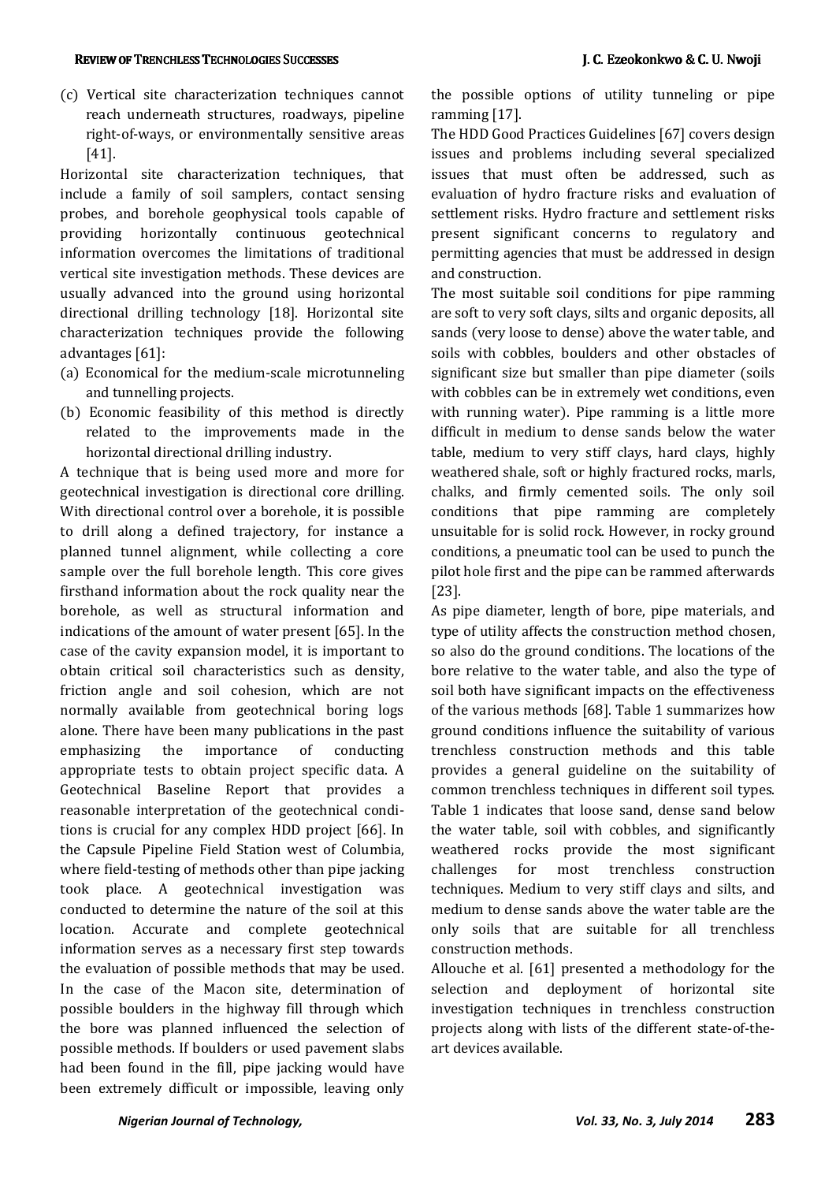(c) Vertical site characterization techniques cannot reach underneath structures, roadways, pipeline right-of-ways, or environmentally sensitive areas [41].

Horizontal site characterization techniques, that include a family of soil samplers, contact sensing probes, and borehole geophysical tools capable of providing horizontally continuous geotechnical information overcomes the limitations of traditional vertical site investigation methods. These devices are usually advanced into the ground using horizontal directional drilling technology [18]. Horizontal site characterization techniques provide the following advantages [61]:

(a) Economical for the medium-scale microtunneling and tunnelling projects.
(b) Economic feasibility of this method is directly related to the improvements made in the horizontal directional drilling industry.

A technique that is being used more and more for geotechnical investigation is directional core drilling. With directional control over a borehole, it is possible to drill along a defined trajectory, for instance a planned tunnel alignment, while collecting a core sample over the full borehole length. This core gives firsthand information about the rock quality near the borehole, as well as structural information and indications of the amount of water present [65]. In the case of the cavity expansion model, it is important to obtain critical soil characteristics such as density, friction angle and soil cohesion, which are not normally available from geotechnical boring logs alone. There have been many publications in the past emphasizing the importance of conducting appropriate tests to obtain project specific data. A Geotechnical Baseline Report that provides a reasonable interpretation of the geotechnical conditions is crucial for any complex HDD project [66]. In the Capsule Pipeline Field Station west of Columbia, where field-testing of methods other than pipe jacking took place. A geotechnical investigation was conducted to determine the nature of the soil at this location. Accurate and complete geotechnical information serves as a necessary first step towards the evaluation of possible methods that may be used. In the case of the Macon site, determination of possible boulders in the highway fill through which the bore was planned influenced the selection of possible methods. If boulders or used pavement slabs had been found in the fill, pipe jacking would have been extremely difficult or impossible, leaving only the possible options of utility tunneling or pipe ramming [17].

The HDD Good Practices Guidelines [67] covers design issues and problems including several specialized issues that must often be addressed, such as evaluation of hydro fracture risks and evaluation of settlement risks. Hydro fracture and settlement risks present significant concerns to regulatory and permitting agencies that must be addressed in design and construction.

The most suitable soil conditions for pipe ramming are soft to very soft clays, silts and organic deposits, all sands (very loose to dense) above the water table, and soils with cobbles, boulders and other obstacles of significant size but smaller than pipe diameter (soils with cobbles can be in extremely wet conditions, even with running water). Pipe ramming is a little more difficult in medium to dense sands below the water table, medium to very stiff clays, hard clays, highly weathered shale, soft or highly fractured rocks, marls, chalks, and firmly cemented soils. The only soil conditions that pipe ramming are completely unsuitable for is solid rock. However, in rocky ground conditions, a pneumatic tool can be used to punch the pilot hole first and the pipe can be rammed afterwards [23].

As pipe diameter, length of bore, pipe materials, and type of utility affects the construction method chosen, so also do the ground conditions. The locations of the bore relative to the water table, and also the type of soil both have significant impacts on the effectiveness of the various methods [68]. Table 1 summarizes how ground conditions influence the suitability of various trenchless construction methods and this table provides a general guideline on the suitability of common trenchless techniques in different soil types. Table 1 indicates that loose sand, dense sand below the water table, soil with cobbles, and significantly weathered rocks provide the most significant challenges for most trenchless construction techniques. Medium to very stiff clays and silts, and medium to dense sands above the water table are the only soils that are suitable for all trenchless construction methods.

Allouche et al. [61] presented a methodology for the selection and deployment of horizontal site investigation techniques in trenchless construction projects along with lists of the different state-of-the-art devices available.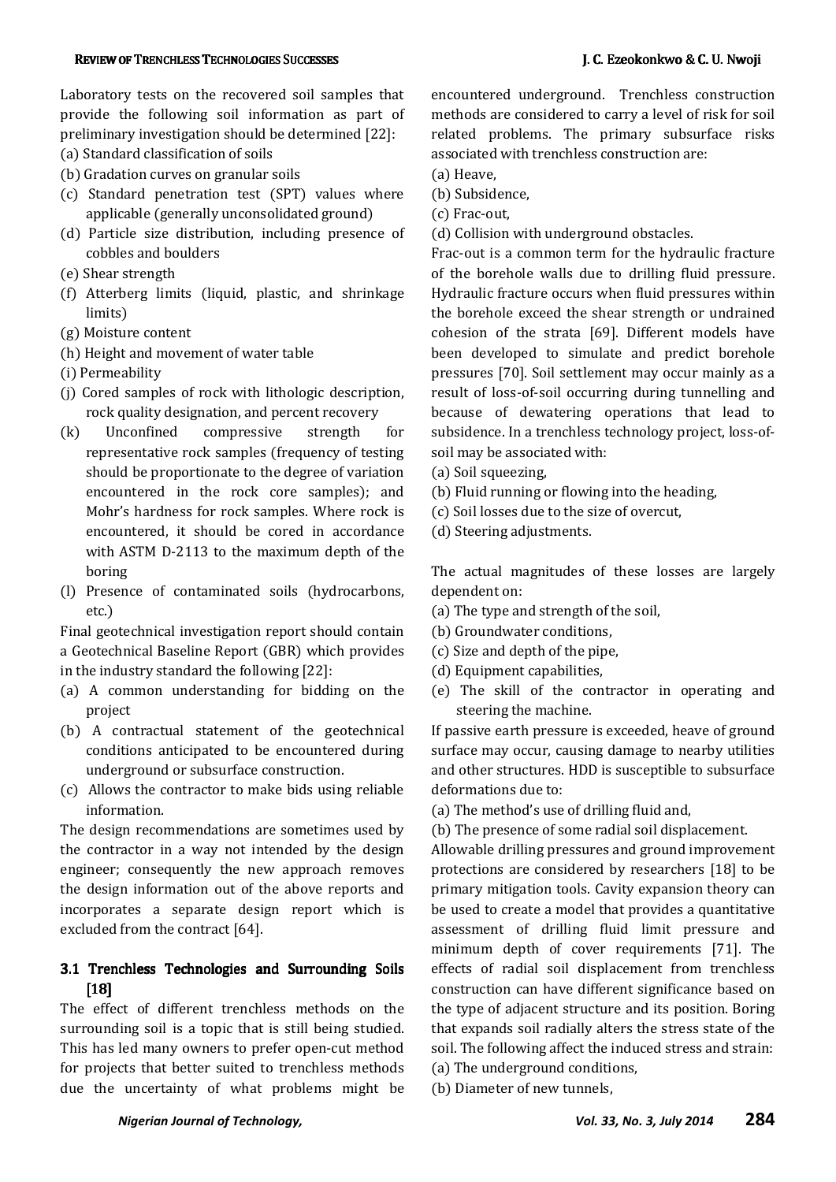Laboratory tests on the recovered soil samples that provide the following soil information as part of preliminary investigation should be determined [22]:

(a) Standard classification of soils
(b) Gradation curves on granular soils
(c) Standard penetration test (SPT) values where applicable (generally unconsolidated ground)
(d) Particle size distribution, including presence of cobbles and boulders
(e) Shear strength
(f) Atterberg limits (liquid, plastic, and shrinkage limits)
(g) Moisture content
(h) Height and movement of water table
(i) Permeability
(j) Cored samples of rock with lithologic description, rock quality designation, and percent recovery
(k) Unconfined compressive strength for representative rock samples (frequency of testing should be proportionate to the degree of variation encountered in the rock core samples); and Mohr's hardness for rock samples. Where rock is encountered, it should be cored in accordance with ASTM D-2113 to the maximum depth of the boring
(l) Presence of contaminated soils (hydrocarbons, etc.)

Final geotechnical investigation report should contain a Geotechnical Baseline Report (GBR) which provides in the industry standard the following [22]:

(a) A common understanding for bidding on the project
(b) A contractual statement of the geotechnical conditions anticipated to be encountered during underground or subsurface construction.
(c) Allows the contractor to make bids using reliable information.

The design recommendations are sometimes used by the contractor in a way not intended by the design engineer; consequently the new approach removes the design information out of the above reports and incorporates a separate design report which is excluded from the contract [64].

### 3.1 Trenchless Technologies and Surrounding Soils [18]

The effect of different trenchless methods on the surrounding soil is a topic that is still being studied. This has led many owners to prefer open-cut method for projects that better suited to trenchless methods due the uncertainty of what problems might be encountered underground. Trenchless construction methods are considered to carry a level of risk for soil related problems. The primary subsurface risks associated with trenchless construction are:

(a) Heave,
(b) Subsidence,
(c) Frac-out,
(d) Collision with underground obstacles.

Frac-out is a common term for the hydraulic fracture of the borehole walls due to drilling fluid pressure. Hydraulic fracture occurs when fluid pressures within the borehole exceed the shear strength or undrained cohesion of the strata [69]. Different models have been developed to simulate and predict borehole pressures [70]. Soil settlement may occur mainly as a result of loss-of-soil occurring during tunnelling and because of dewatering operations that lead to subsidence. In a trenchless technology project, loss-of-soil may be associated with:

(a) Soil squeezing,
(b) Fluid running or flowing into the heading,
(c) Soil losses due to the size of overcut,
(d) Steering adjustments.

The actual magnitudes of these losses are largely dependent on:

(a) The type and strength of the soil,
(b) Groundwater conditions,
(c) Size and depth of the pipe,
(d) Equipment capabilities,
(e) The skill of the contractor in operating and steering the machine.

If passive earth pressure is exceeded, heave of ground surface may occur, causing damage to nearby utilities and other structures. HDD is susceptible to subsurface deformations due to:

(a) The method's use of drilling fluid and,
(b) The presence of some radial soil displacement.

Allowable drilling pressures and ground improvement protections are considered by researchers [18] to be primary mitigation tools. Cavity expansion theory can be used to create a model that provides a quantitative assessment of drilling fluid limit pressure and minimum depth of cover requirements [71]. The effects of radial soil displacement from trenchless construction can have different significance based on the type of adjacent structure and its position. Boring that expands soil radially alters the stress state of the soil. The following affect the induced stress and strain:

(a) The underground conditions,
(b) Diameter of new tunnels,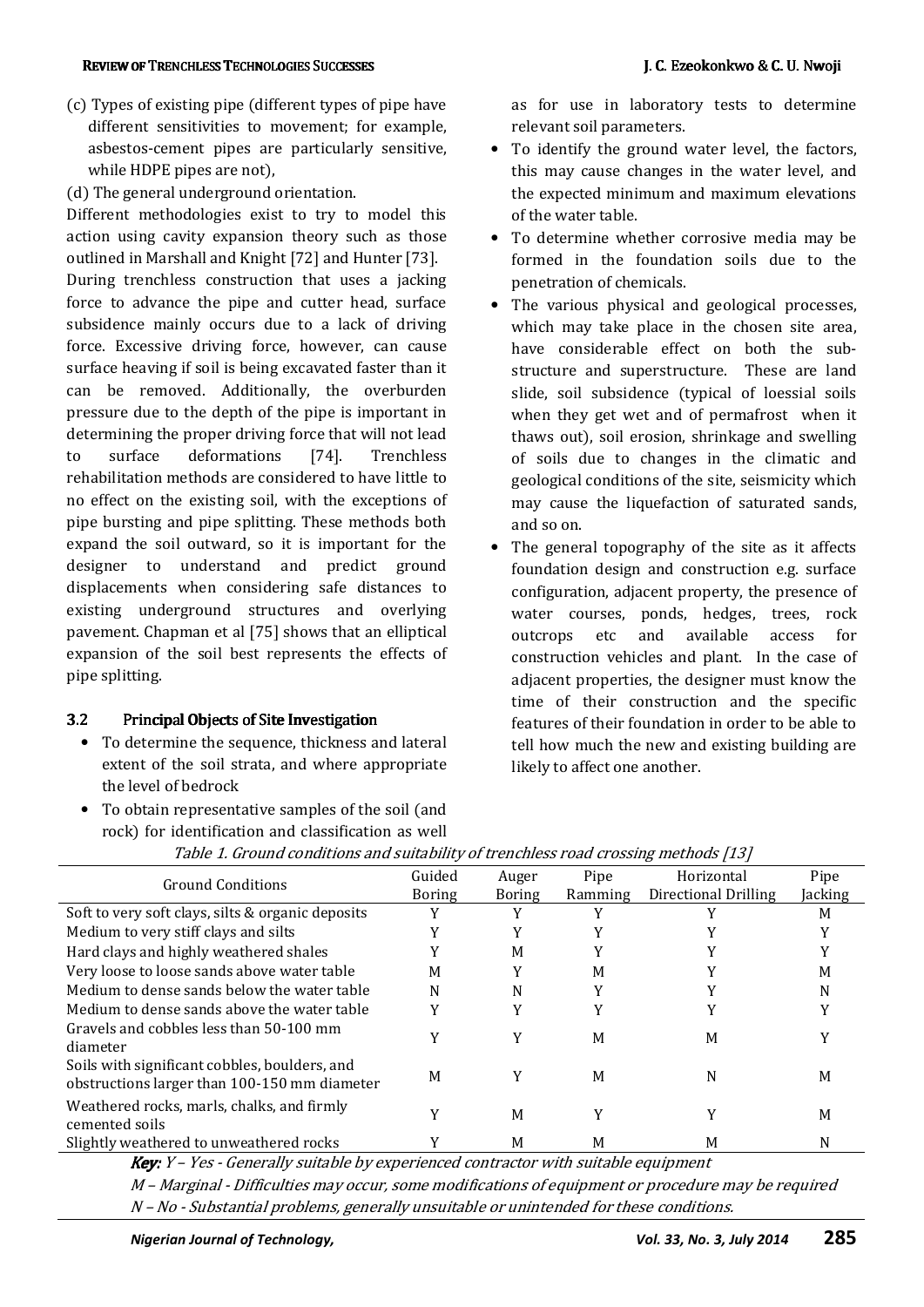(c) Types of existing pipe (different types of pipe have different sensitivities to movement; for example, asbestos-cement pipes are particularly sensitive, while HDPE pipes are not),

(d) The general underground orientation.

Different methodologies exist to try to model this action using cavity expansion theory such as those outlined in Marshall and Knight [72] and Hunter [73].

During trenchless construction that uses a jacking force to advance the pipe and cutter head, surface subsidence mainly occurs due to a lack of driving force. Excessive driving force, however, can cause surface heaving if soil is being excavated faster than it can be removed. Additionally, the overburden pressure due to the depth of the pipe is important in determining the proper driving force that will not lead to surface deformations [74]. Trenchless rehabilitation methods are considered to have little to no effect on the existing soil, with the exceptions of pipe bursting and pipe splitting. These methods both expand the soil outward, so it is important for the designer to understand and predict ground displacements when considering safe distances to existing underground structures and overlying pavement. Chapman et al [75] shows that an elliptical expansion of the soil best represents the effects of pipe splitting.

## 3.2 Principal Objects of Site Investigation

- To determine the sequence, thickness and lateral extent of the soil strata, and where appropriate the level of bedrock
- To obtain representative samples of the soil (and rock) for identification and classification as well as for use in laboratory tests to determine relevant soil parameters.
- To identify the ground water level, the factors, this may cause changes in the water level, and the expected minimum and maximum elevations of the water table.
- To determine whether corrosive media may be formed in the foundation soils due to the penetration of chemicals.
- The various physical and geological processes, which may take place in the chosen site area, have considerable effect on both the sub-structure and superstructure. These are land slide, soil subsidence (typical of loessial soils when they get wet and of permafrost when it thaws out), soil erosion, shrinkage and swelling of soils due to changes in the climatic and geological conditions of the site, seismicity which may cause the liquefaction of saturated sands, and so on.
- The general topography of the site as it affects foundation design and construction e.g. surface configuration, adjacent property, the presence of water courses, ponds, hedges, trees, rock outcrops etc and available access for construction vehicles and plant. In the case of adjacent properties, the designer must know the time of their construction and the specific features of their foundation in order to be able to tell how much the new and existing building are likely to affect one another.

*Table 1. Ground conditions and suitability of trenchless road crossing methods [13]*

| Ground Conditions | Guided Boring | Auger Boring | Pipe Ramming | Horizontal Directional Drilling | Pipe Jacking |
|---|---|---|---|---|---|
| Soft to very soft clays, silts & organic deposits | Y | Y | Y | Y | M |
| Medium to very stiff clays and silts | Y | Y | Y | Y | Y |
| Hard clays and highly weathered shales | Y | M | Y | Y | Y |
| Very loose to loose sands above water table | M | Y | M | Y | M |
| Medium to dense sands below the water table | N | N | Y | Y | N |
| Medium to dense sands above the water table | Y | Y | Y | Y | Y |
| Gravels and cobbles less than 50-100 mm diameter | Y | Y | M | M | Y |
| Soils with significant cobbles, boulders, and obstructions larger than 100-150 mm diameter | M | Y | M | N | M |
| Weathered rocks, marls, chalks, and firmly cemented soils | Y | M | Y | Y | M |
| Slightly weathered to unweathered rocks | Y | M | M | M | N |

***Key:*** *Y – Yes - Generally suitable by experienced contractor with suitable equipment*

*M – Marginal - Difficulties may occur, some modifications of equipment or procedure may be required*

*N – No - Substantial problems, generally unsuitable or unintended for these conditions.*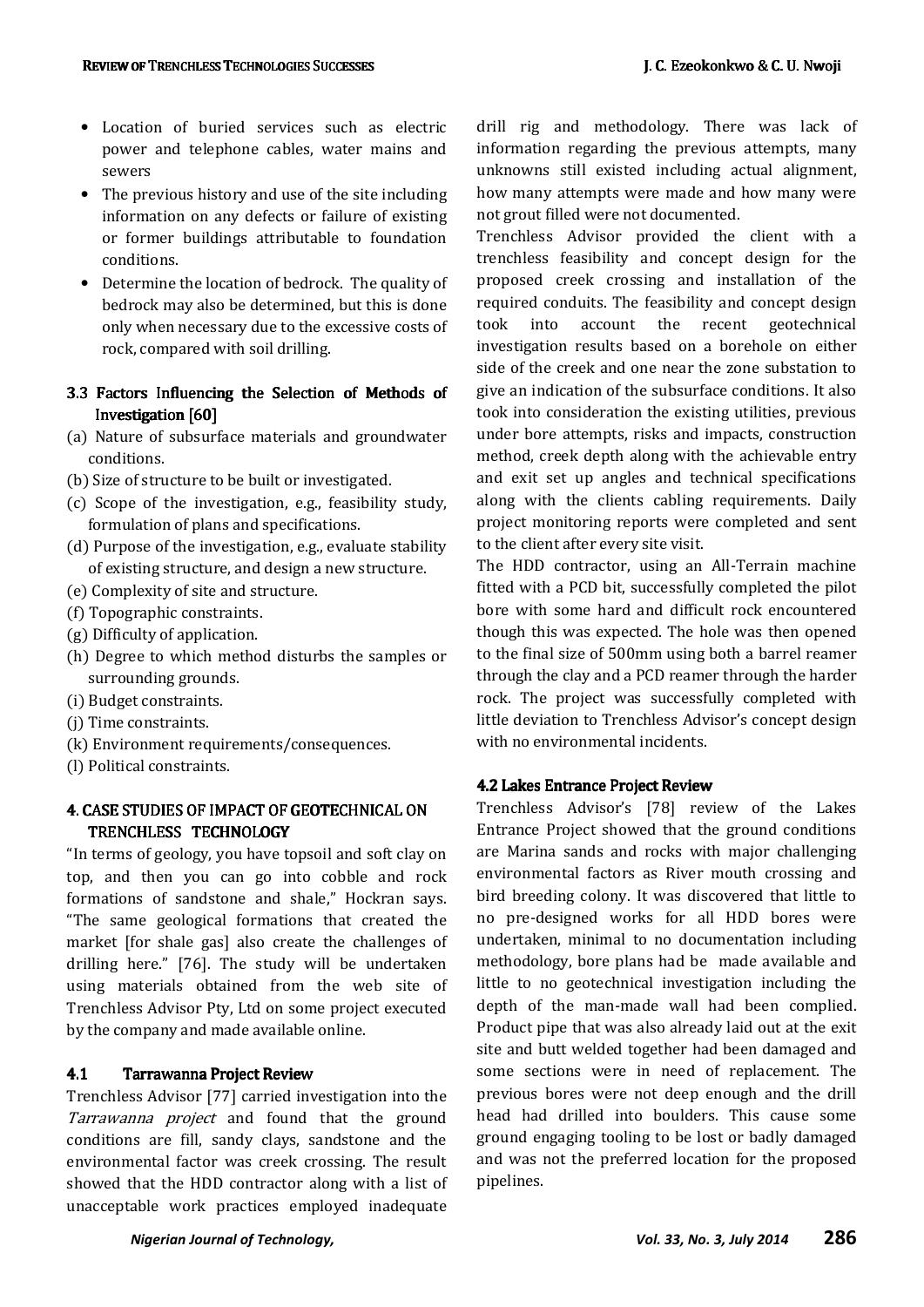- Location of buried services such as electric power and telephone cables, water mains and sewers
- The previous history and use of the site including information on any defects or failure of existing or former buildings attributable to foundation conditions.
- Determine the location of bedrock. The quality of bedrock may also be determined, but this is done only when necessary due to the excessive costs of rock, compared with soil drilling.

### 3.3 Factors Influencing the Selection of Methods of Investigation [60]

(a) Nature of subsurface materials and groundwater conditions.
(b) Size of structure to be built or investigated.
(c) Scope of the investigation, e.g., feasibility study, formulation of plans and specifications.
(d) Purpose of the investigation, e.g., evaluate stability of existing structure, and design a new structure.
(e) Complexity of site and structure.
(f) Topographic constraints.
(g) Difficulty of application.
(h) Degree to which method disturbs the samples or surrounding grounds.
(i) Budget constraints.
(j) Time constraints.
(k) Environment requirements/consequences.
(l) Political constraints.

## 4. CASE STUDIES OF IMPACT OF GEOTECHNICAL ON TRENCHLESS TECHNOLOGY

"In terms of geology, you have topsoil and soft clay on top, and then you can go into cobble and rock formations of sandstone and shale," Hockran says. "The same geological formations that created the market [for shale gas] also create the challenges of drilling here." [76]. The study will be undertaken using materials obtained from the web site of Trenchless Advisor Pty, Ltd on some project executed by the company and made available online.

### 4.1 Tarrawanna Project Review

Trenchless Advisor [77] carried investigation into the *Tarrawanna project* and found that the ground conditions are fill, sandy clays, sandstone and the environmental factor was creek crossing. The result showed that the HDD contractor along with a list of unacceptable work practices employed inadequate drill rig and methodology. There was lack of information regarding the previous attempts, many unknowns still existed including actual alignment, how many attempts were made and how many were not grout filled were not documented.

Trenchless Advisor provided the client with a trenchless feasibility and concept design for the proposed creek crossing and installation of the required conduits. The feasibility and concept design took into account the recent geotechnical investigation results based on a borehole on either side of the creek and one near the zone substation to give an indication of the subsurface conditions. It also took into consideration the existing utilities, previous under bore attempts, risks and impacts, construction method, creek depth along with the achievable entry and exit set up angles and technical specifications along with the clients cabling requirements. Daily project monitoring reports were completed and sent to the client after every site visit.

The HDD contractor, using an All-Terrain machine fitted with a PCD bit, successfully completed the pilot bore with some hard and difficult rock encountered though this was expected. The hole was then opened to the final size of 500mm using both a barrel reamer through the clay and a PCD reamer through the harder rock. The project was successfully completed with little deviation to Trenchless Advisor's concept design with no environmental incidents.

### 4.2 Lakes Entrance Project Review

Trenchless Advisor's [78] review of the Lakes Entrance Project showed that the ground conditions are Marina sands and rocks with major challenging environmental factors as River mouth crossing and bird breeding colony. It was discovered that little to no pre-designed works for all HDD bores were undertaken, minimal to no documentation including methodology, bore plans had be made available and little to no geotechnical investigation including the depth of the man-made wall had been complied. Product pipe that was also already laid out at the exit site and butt welded together had been damaged and some sections were in need of replacement. The previous bores were not deep enough and the drill head had drilled into boulders. This cause some ground engaging tooling to be lost or badly damaged and was not the preferred location for the proposed pipelines.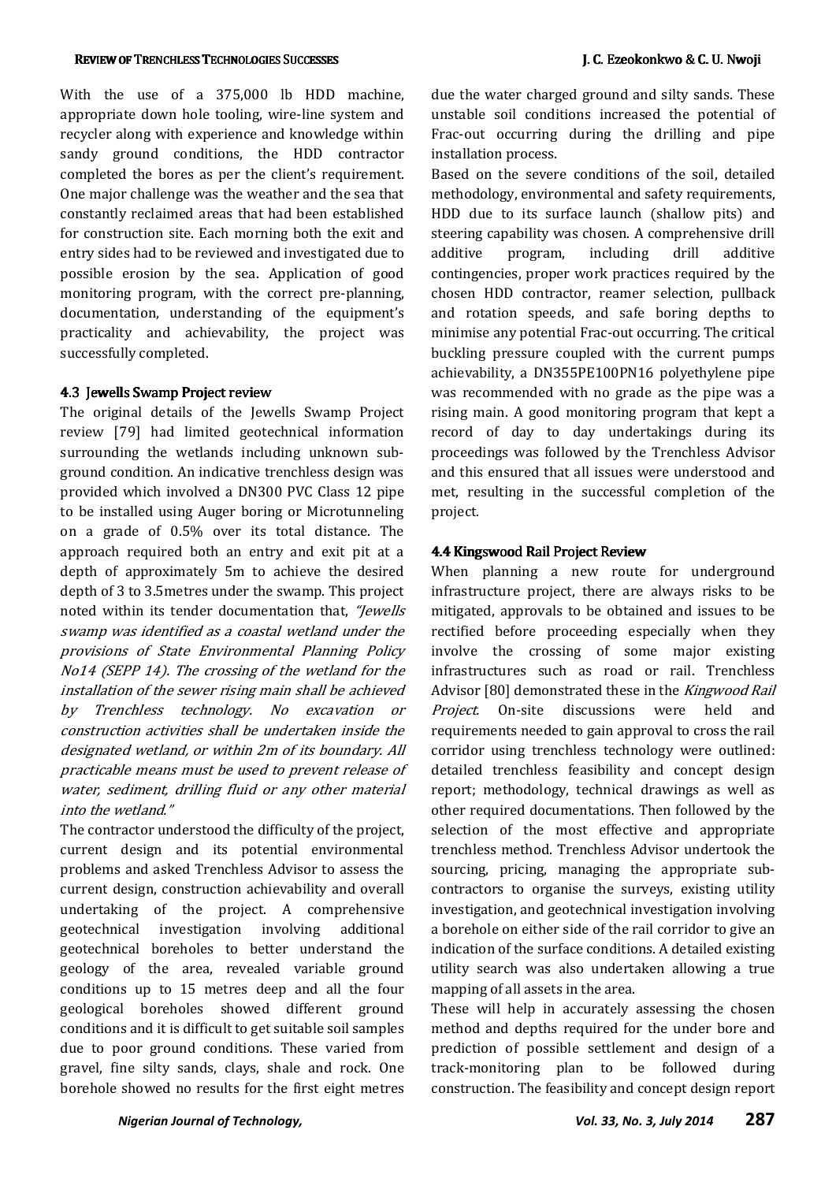With the use of a 375,000 lb HDD machine, appropriate down hole tooling, wire-line system and recycler along with experience and knowledge within sandy ground conditions, the HDD contractor completed the bores as per the client's requirement. One major challenge was the weather and the sea that constantly reclaimed areas that had been established for construction site. Each morning both the exit and entry sides had to be reviewed and investigated due to possible erosion by the sea. Application of good monitoring program, with the correct pre-planning, documentation, understanding of the equipment's practicality and achievability, the project was successfully completed.

### 4.3 Jewells Swamp Project review

The original details of the Jewells Swamp Project review [79] had limited geotechnical information surrounding the wetlands including unknown sub-ground condition. An indicative trenchless design was provided which involved a DN300 PVC Class 12 pipe to be installed using Auger boring or Microtunneling on a grade of 0.5% over its total distance. The approach required both an entry and exit pit at a depth of approximately 5m to achieve the desired depth of 3 to 3.5metres under the swamp. This project noted within its tender documentation that, *"Jewells swamp was identified as a coastal wetland under the provisions of State Environmental Planning Policy No14 (SEPP 14). The crossing of the wetland for the installation of the sewer rising main shall be achieved by Trenchless technology. No excavation or construction activities shall be undertaken inside the designated wetland, or within 2m of its boundary. All practicable means must be used to prevent release of water, sediment, drilling fluid or any other material into the wetland."*

The contractor understood the difficulty of the project, current design and its potential environmental problems and asked Trenchless Advisor to assess the current design, construction achievability and overall undertaking of the project. A comprehensive geotechnical investigation involving additional geotechnical boreholes to better understand the geology of the area, revealed variable ground conditions up to 15 metres deep and all the four geological boreholes showed different ground conditions and it is difficult to get suitable soil samples due to poor ground conditions. These varied from gravel, fine silty sands, clays, shale and rock. One borehole showed no results for the first eight metres due the water charged ground and silty sands. These unstable soil conditions increased the potential of Frac-out occurring during the drilling and pipe installation process.

Based on the severe conditions of the soil, detailed methodology, environmental and safety requirements, HDD due to its surface launch (shallow pits) and steering capability was chosen. A comprehensive drill additive program, including drill additive contingencies, proper work practices required by the chosen HDD contractor, reamer selection, pullback and rotation speeds, and safe boring depths to minimise any potential Frac-out occurring. The critical buckling pressure coupled with the current pumps achievability, a DN355PE100PN16 polyethylene pipe was recommended with no grade as the pipe was a rising main. A good monitoring program that kept a record of day to day undertakings during its proceedings was followed by the Trenchless Advisor and this ensured that all issues were understood and met, resulting in the successful completion of the project.

### 4.4 Kingswood Rail Project Review

When planning a new route for underground infrastructure project, there are always risks to be mitigated, approvals to be obtained and issues to be rectified before proceeding especially when they involve the crossing of some major existing infrastructures such as road or rail. Trenchless Advisor [80] demonstrated these in the *Kingwood Rail Project.* On-site discussions were held and requirements needed to gain approval to cross the rail corridor using trenchless technology were outlined: detailed trenchless feasibility and concept design report; methodology, technical drawings as well as other required documentations. Then followed by the selection of the most effective and appropriate trenchless method. Trenchless Advisor undertook the sourcing, pricing, managing the appropriate sub-contractors to organise the surveys, existing utility investigation, and geotechnical investigation involving a borehole on either side of the rail corridor to give an indication of the surface conditions. A detailed existing utility search was also undertaken allowing a true mapping of all assets in the area.

These will help in accurately assessing the chosen method and depths required for the under bore and prediction of possible settlement and design of a track-monitoring plan to be followed during construction. The feasibility and concept design report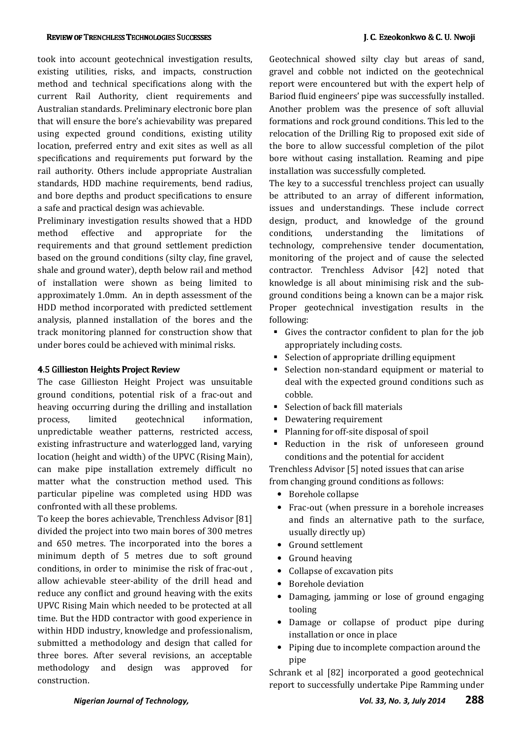took into account geotechnical investigation results, existing utilities, risks, and impacts, construction method and technical specifications along with the current Rail Authority, client requirements and Australian standards. Preliminary electronic bore plan that will ensure the bore's achievability was prepared using expected ground conditions, existing utility location, preferred entry and exit sites as well as all specifications and requirements put forward by the rail authority. Others include appropriate Australian standards, HDD machine requirements, bend radius, and bore depths and product specifications to ensure a safe and practical design was achievable.

Preliminary investigation results showed that a HDD method effective and appropriate for the requirements and that ground settlement prediction based on the ground conditions (silty clay, fine gravel, shale and ground water), depth below rail and method of installation were shown as being limited to approximately 1.0mm. An in depth assessment of the HDD method incorporated with predicted settlement analysis, planned installation of the bores and the track monitoring planned for construction show that under bores could be achieved with minimal risks.

### 4.5 Gillieston Heights Project Review

The case Gillieston Height Project was unsuitable ground conditions, potential risk of a frac-out and heaving occurring during the drilling and installation process, limited geotechnical information, unpredictable weather patterns, restricted access, existing infrastructure and waterlogged land, varying location (height and width) of the UPVC (Rising Main), can make pipe installation extremely difficult no matter what the construction method used. This particular pipeline was completed using HDD was confronted with all these problems.

To keep the bores achievable, Trenchless Advisor [81] divided the project into two main bores of 300 metres and 650 metres. The incorporated into the bores a minimum depth of 5 metres due to soft ground conditions, in order to minimise the risk of frac-out , allow achievable steer-ability of the drill head and reduce any conflict and ground heaving with the exits UPVC Rising Main which needed to be protected at all time. But the HDD contractor with good experience in within HDD industry, knowledge and professionalism, submitted a methodology and design that called for three bores. After several revisions, an acceptable methodology and design was approved for construction.

Geotechnical showed silty clay but areas of sand, gravel and cobble not indicted on the geotechnical report were encountered but with the expert help of Bariod fluid engineers' pipe was successfully installed. Another problem was the presence of soft alluvial formations and rock ground conditions. This led to the relocation of the Drilling Rig to proposed exit side of the bore to allow successful completion of the pilot bore without casing installation. Reaming and pipe installation was successfully completed.

The key to a successful trenchless project can usually be attributed to an array of different information, issues and understandings. These include correct design, product, and knowledge of the ground conditions, understanding the limitations of technology, comprehensive tender documentation, monitoring of the project and of cause the selected contractor. Trenchless Advisor [42] noted that knowledge is all about minimising risk and the sub-ground conditions being a known can be a major risk. Proper geotechnical investigation results in the following:

- Gives the contractor confident to plan for the job appropriately including costs.
- Selection of appropriate drilling equipment
- Selection non-standard equipment or material to deal with the expected ground conditions such as cobble.
- Selection of back fill materials
- Dewatering requirement
- Planning for off-site disposal of spoil
- Reduction in the risk of unforeseen ground conditions and the potential for accident

Trenchless Advisor [5] noted issues that can arise from changing ground conditions as follows:

- Borehole collapse
- Frac-out (when pressure in a borehole increases and finds an alternative path to the surface, usually directly up)
- Ground settlement
- Ground heaving
- Collapse of excavation pits
- Borehole deviation
- Damaging, jamming or lose of ground engaging tooling
- Damage or collapse of product pipe during installation or once in place
- Piping due to incomplete compaction around the pipe

Schrank et al [82] incorporated a good geotechnical report to successfully undertake Pipe Ramming under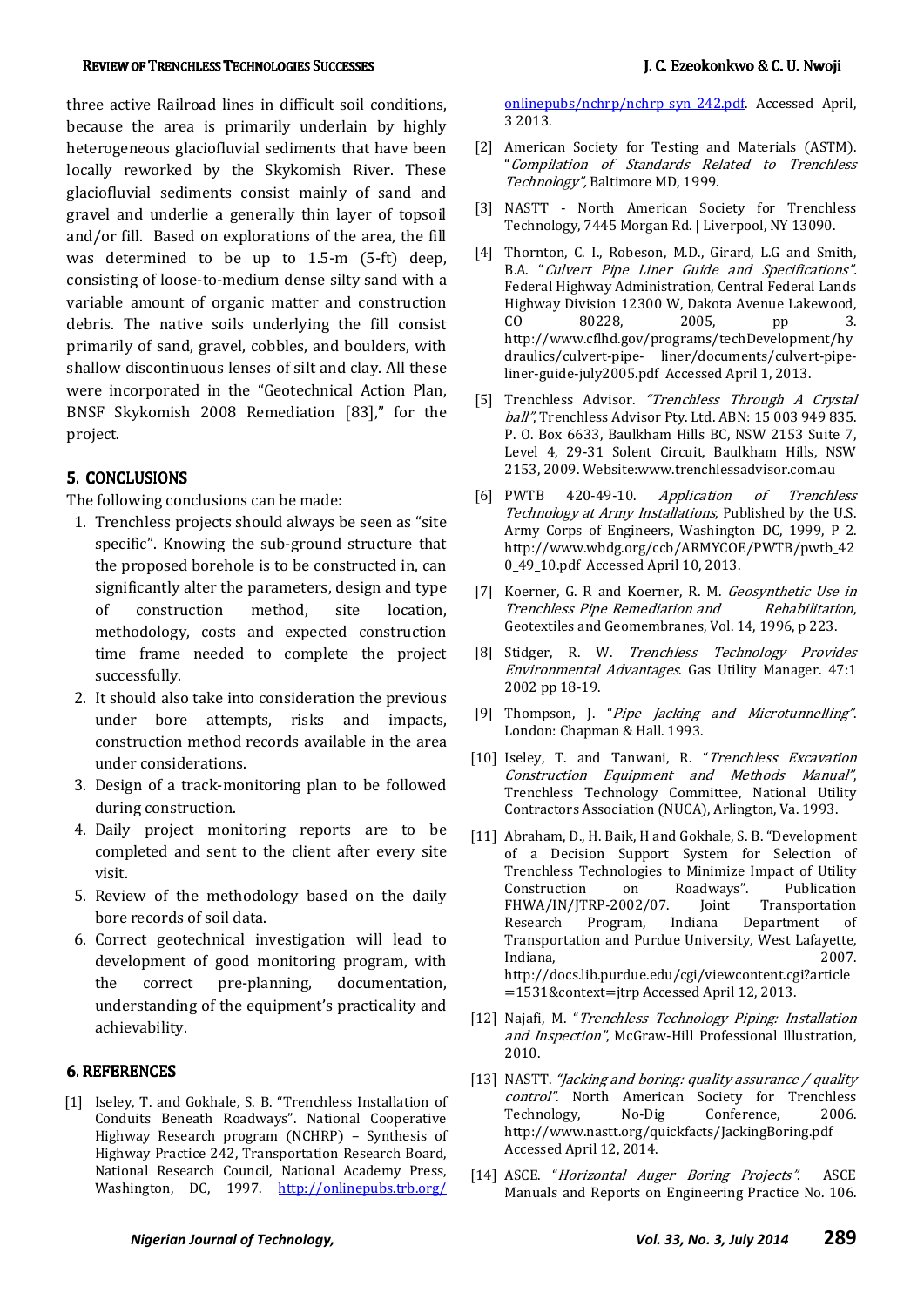three active Railroad lines in difficult soil conditions, because the area is primarily underlain by highly heterogeneous glaciofluvial sediments that have been locally reworked by the Skykomish River. These glaciofluvial sediments consist mainly of sand and gravel and underlie a generally thin layer of topsoil and/or fill. Based on explorations of the area, the fill was determined to be up to 1.5-m (5-ft) deep, consisting of loose-to-medium dense silty sand with a variable amount of organic matter and construction debris. The native soils underlying the fill consist primarily of sand, gravel, cobbles, and boulders, with shallow discontinuous lenses of silt and clay. All these were incorporated in the "Geotechnical Action Plan, BNSF Skykomish 2008 Remediation [83]," for the project.

## 5. CONCLUSIONS

The following conclusions can be made:

1. Trenchless projects should always be seen as "site specific". Knowing the sub-ground structure that the proposed borehole is to be constructed in, can significantly alter the parameters, design and type of construction method, site location, methodology, costs and expected construction time frame needed to complete the project successfully.
2. It should also take into consideration the previous under bore attempts, risks and impacts, construction method records available in the area under considerations.
3. Design of a track-monitoring plan to be followed during construction.
4. Daily project monitoring reports are to be completed and sent to the client after every site visit.
5. Review of the methodology based on the daily bore records of soil data.
6. Correct geotechnical investigation will lead to development of good monitoring program, with the correct pre-planning, documentation, understanding of the equipment's practicality and achievability.

## 6. REFERENCES

[1] Iseley, T. and Gokhale, S. B. "Trenchless Installation of Conduits Beneath Roadways". National Cooperative Highway Research program (NCHRP) – Synthesis of Highway Practice 242, Transportation Research Board, National Research Council, National Academy Press, Washington, DC, 1997. http://onlinepubs.trb.org/onlinepubs/nchrp/nchrp_syn_242.pdf. Accessed April, 3 2013.

[2] American Society for Testing and Materials (ASTM). "*Compilation of Standards Related to Trenchless Technology*", Baltimore MD, 1999.

[3] NASTT - North American Society for Trenchless Technology, 7445 Morgan Rd. | Liverpool, NY 13090.

[4] Thornton, C. I., Robeson, M.D., Girard, L.G and Smith, B.A. "*Culvert Pipe Liner Guide and Specifications*". Federal Highway Administration, Central Federal Lands Highway Division 12300 W, Dakota Avenue Lakewood, CO 80228, 2005, pp 3. http://www.cflhd.gov/programs/techDevelopment/hydraulics/culvert-pipe- liner/documents/culvert-pipe-liner-guide-july2005.pdf Accessed April 1, 2013.

[5] Trenchless Advisor. *"Trenchless Through A Crystal ball"*, Trenchless Advisor Pty. Ltd. ABN: 15 003 949 835. P. O. Box 6633, Baulkham Hills BC, NSW 2153 Suite 7, Level 4, 29-31 Solent Circuit, Baulkham Hills, NSW 2153, 2009. Website:www.trenchlessadvisor.com.au

[6] PWTB 420-49-10. *Application of Trenchless Technology at Army Installations*, Published by the U.S. Army Corps of Engineers, Washington DC, 1999, P 2. http://www.wbdg.org/ccb/ARMYCOE/PWTB/pwtb_420_49_10.pdf Accessed April 10, 2013.

[7] Koerner, G. R and Koerner, R. M. *Geosynthetic Use in Trenchless Pipe Remediation and Rehabilitation*, Geotextiles and Geomembranes, Vol. 14, 1996, p 223.

[8] Stidger, R. W. *Trenchless Technology Provides Environmental Advantages*. Gas Utility Manager. 47:1 2002 pp 18-19.

[9] Thompson, J. "*Pipe Jacking and Microtunnelling*". London: Chapman & Hall. 1993.

[10] Iseley, T. and Tanwani, R. "*Trenchless Excavation Construction Equipment and Methods Manual*", Trenchless Technology Committee, National Utility Contractors Association (NUCA), Arlington, Va. 1993.

[11] Abraham, D., H. Baik, H and Gokhale, S. B. "Development of a Decision Support System for Selection of Trenchless Technologies to Minimize Impact of Utility Construction on Roadways". Publication FHWA/IN/JTRP-2002/07. Joint Transportation Research Program, Indiana Department of Transportation and Purdue University, West Lafayette, Indiana, 2007. http://docs.lib.purdue.edu/cgi/viewcontent.cgi?article=1531&context=jtrp Accessed April 12, 2013.

[12] Najafi, M. "*Trenchless Technology Piping: Installation and Inspection*", McGraw-Hill Professional Illustration, 2010.

[13] NASTT. *"Jacking and boring: quality assurance / quality control"*. North American Society for Trenchless Technology, No-Dig Conference, 2006. http://www.nastt.org/quickfacts/JackingBoring.pdf Accessed April 12, 2014.

[14] ASCE. "*Horizontal Auger Boring Projects*". ASCE Manuals and Reports on Engineering Practice No. 106.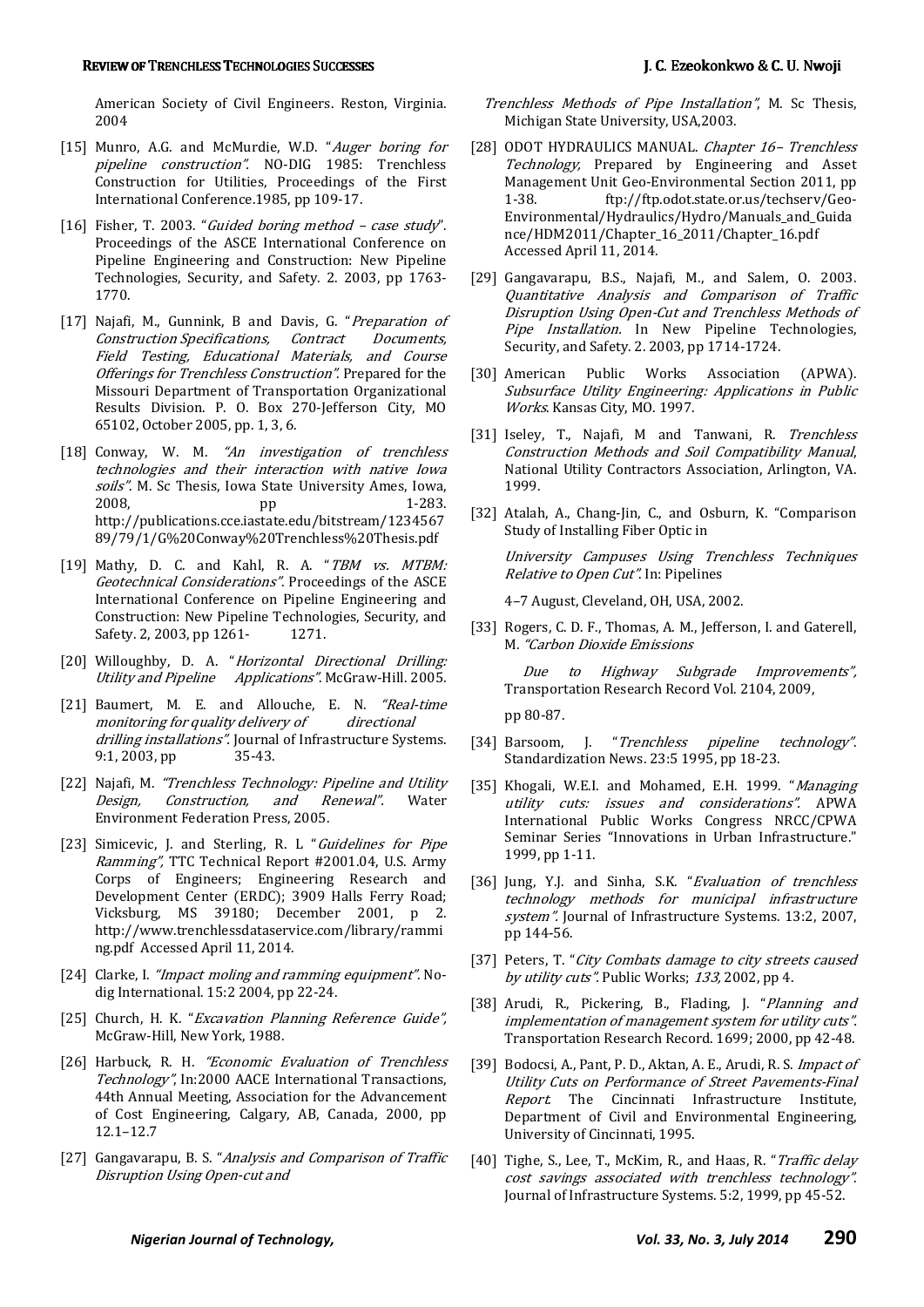American Society of Civil Engineers. Reston, Virginia. 2004

[15] Munro, A.G. and McMurdie, W.D. "*Auger boring for pipeline construction*". NO-DIG 1985: Trenchless Construction for Utilities, Proceedings of the First International Conference.1985, pp 109-17.

[16] Fisher, T. 2003. "*Guided boring method – case study*". Proceedings of the ASCE International Conference on Pipeline Engineering and Construction: New Pipeline Technologies, Security, and Safety. 2. 2003, pp 1763-1770.

[17] Najafi, M., Gunnink, B and Davis, G. "*Preparation of Construction Specifications, Contract Documents, Field Testing, Educational Materials, and Course Offerings for Trenchless Construction*". Prepared for the Missouri Department of Transportation Organizational Results Division. P. O. Box 270-Jefferson City, MO 65102, October 2005, pp. 1, 3, 6.

[18] Conway, W. M. *"An investigation of trenchless technologies and their interaction with native Iowa soils"*. M. Sc Thesis, Iowa State University Ames, Iowa, 2008, pp 1-283. http://publications.cce.iastate.edu/bitstream/123456789/79/1/G%20Conway%20Trenchless%20Thesis.pdf

[19] Mathy, D. C. and Kahl, R. A. "*TBM vs. MTBM: Geotechnical Considerations*". Proceedings of the ASCE International Conference on Pipeline Engineering and Construction: New Pipeline Technologies, Security, and Safety. 2, 2003, pp 1261- 1271.

[20] Willoughby, D. A. "*Horizontal Directional Drilling: Utility and Pipeline Applications*". McGraw-Hill. 2005.

[21] Baumert, M. E. and Allouche, E. N. *"Real-time monitoring for quality delivery of directional drilling installations"*. Journal of Infrastructure Systems. 9:1, 2003, pp 35-43.

[22] Najafi, M. *"Trenchless Technology: Pipeline and Utility Design, Construction, and Renewal"*. Water Environment Federation Press, 2005.

[23] Simicevic, J. and Sterling, R. L "*Guidelines for Pipe Ramming*", TTC Technical Report #2001.04, U.S. Army Corps of Engineers; Engineering Research and Development Center (ERDC); 3909 Halls Ferry Road; Vicksburg, MS 39180; December 2001, p 2. http://www.trenchlessdataservice.com/library/ramming.pdf Accessed April 11, 2014.

[24] Clarke, I. *"Impact moling and ramming equipment"*. No-dig International. 15:2 2004, pp 22-24.

[25] Church, H. K. "*Excavation Planning Reference Guide*", McGraw-Hill, New York, 1988.

[26] Harbuck, R. H. *"Economic Evaluation of Trenchless Technology"*, In:2000 AACE International Transactions, 44th Annual Meeting, Association for the Advancement of Cost Engineering, Calgary, AB, Canada, 2000, pp 12.1–12.7

[27] Gangavarapu, B. S. "*Analysis and Comparison of Traffic Disruption Using Open-cut and Trenchless Methods of Pipe Installation*", M. Sc Thesis, Michigan State University, USA,2003.

[28] ODOT HYDRAULICS MANUAL. *Chapter 16– Trenchless Technology,* Prepared by Engineering and Asset Management Unit Geo-Environmental Section 2011, pp 1-38. ftp://ftp.odot.state.or.us/techserv/Geo-Environmental/Hydraulics/Hydro/Manuals_and_Guidance/HDM2011/Chapter_16_2011/Chapter_16.pdf Accessed April 11, 2014.

[29] Gangavarapu, B.S., Najafi, M., and Salem, O. 2003. *Quantitative Analysis and Comparison of Traffic Disruption Using Open-Cut and Trenchless Methods of Pipe Installation*. In New Pipeline Technologies, Security, and Safety. 2. 2003, pp 1714-1724.

[30] American Public Works Association (APWA). *Subsurface Utility Engineering: Applications in Public Works*. Kansas City, MO. 1997.

[31] Iseley, T., Najafi, M and Tanwani, R. *Trenchless Construction Methods and Soil Compatibility Manual*, National Utility Contractors Association, Arlington, VA. 1999.

[32] Atalah, A., Chang-Jin, C., and Osburn, K. "Comparison Study of Installing Fiber Optic in *University Campuses Using Trenchless Techniques Relative to Open Cut"*. In: Pipelines 4–7 August, Cleveland, OH, USA, 2002.

[33] Rogers, C. D. F., Thomas, A. M., Jefferson, I. and Gaterell, M. *"Carbon Dioxide Emissions Due to Highway Subgrade Improvements",* Transportation Research Record Vol. 2104, 2009, pp 80-87.

[34] Barsoom, J. "*Trenchless pipeline technology*". Standardization News. 23:5 1995, pp 18-23.

[35] Khogali, W.E.I. and Mohamed, E.H. 1999. "*Managing utility cuts: issues and considerations*". APWA International Public Works Congress NRCC/CPWA Seminar Series "Innovations in Urban Infrastructure." 1999, pp 1-11.

[36] Jung, Y.J. and Sinha, S.K. "*Evaluation of trenchless technology methods for municipal infrastructure system"*. Journal of Infrastructure Systems. 13:2, 2007, pp 144-56.

[37] Peters, T. "*City Combats damage to city streets caused by utility cuts"*. Public Works; *133,* 2002, pp 4.

[38] Arudi, R., Pickering, B., Flading, J. "*Planning and implementation of management system for utility cuts"*. Transportation Research Record. 1699; 2000, pp 42-48.

[39] Bodocsi, A., Pant, P. D., Aktan, A. E., Arudi, R. S. *Impact of Utility Cuts on Performance of Street Pavements-Final Report*. The Cincinnati Infrastructure Institute, Department of Civil and Environmental Engineering, University of Cincinnati, 1995.

[40] Tighe, S., Lee, T., McKim, R., and Haas, R. "*Traffic delay cost savings associated with trenchless technology"*. Journal of Infrastructure Systems. 5:2, 1999, pp 45-52.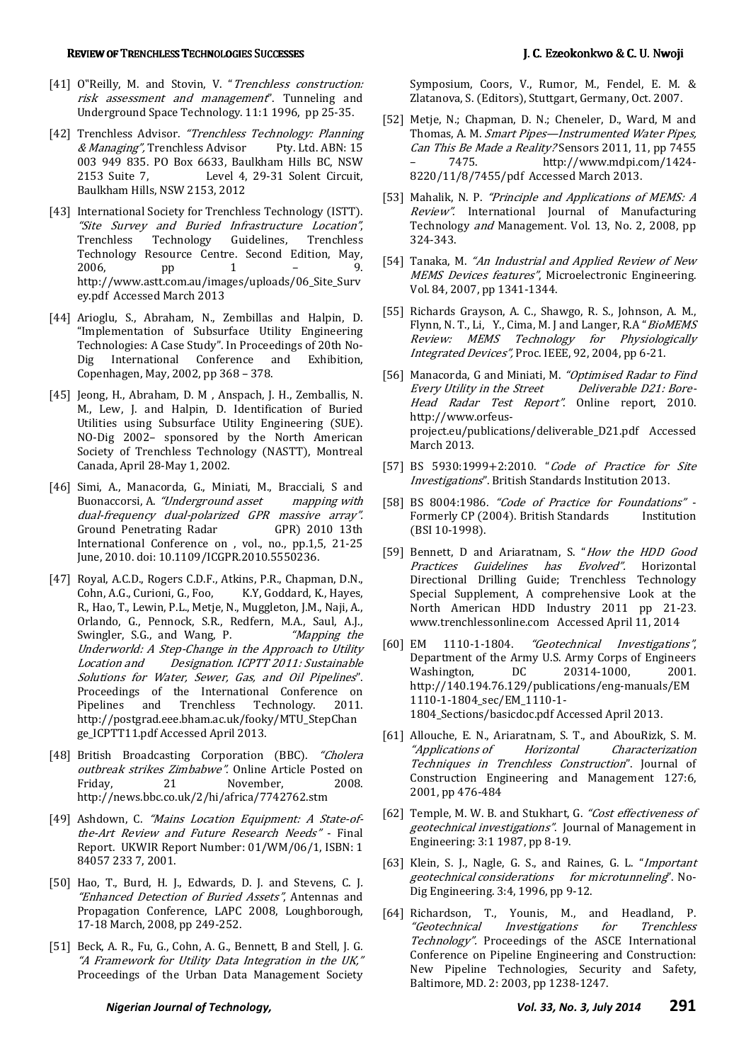[41] O"Reilly, M. and Stovin, V. "*Trenchless construction: risk assessment and management*". Tunneling and Underground Space Technology. 11:1 1996, pp 25-35.

[42] Trenchless Advisor. *"Trenchless Technology: Planning & Managing"*, Trenchless Advisor Pty. Ltd. ABN: 15 003 949 835. PO Box 6633, Baulkham Hills BC, NSW 2153 Suite 7, Level 4, 29-31 Solent Circuit, Baulkham Hills, NSW 2153, 2012

[43] International Society for Trenchless Technology (ISTT). *"Site Survey and Buried Infrastructure Location"*, Trenchless Technology Guidelines, Trenchless Technology Resource Centre. Second Edition, May, 2006, pp 1 – 9. http://www.astt.com.au/images/uploads/06_Site_Survey.pdf Accessed March 2013

[44] Arioglu, S., Abraham, N., Zembillas and Halpin, D. "Implementation of Subsurface Utility Engineering Technologies: A Case Study". In Proceedings of 20th No-Dig International Conference and Exhibition, Copenhagen, May, 2002, pp 368 – 378.

[45] Jeong, H., Abraham, D. M , Anspach, J. H., Zemballis, N. M., Lew, J. and Halpin, D. Identification of Buried Utilities using Subsurface Utility Engineering (SUE). NO-Dig 2002– sponsored by the North American Society of Trenchless Technology (NASTT), Montreal Canada, April 28-May 1, 2002.

[46] Simi, A., Manacorda, G., Miniati, M., Bracciali, S and Buonaccorsi, A. *"Underground asset mapping with dual-frequency dual-polarized GPR massive array"*. Ground Penetrating Radar GPR) 2010 13th International Conference on , vol., no., pp.1,5, 21-25 June, 2010. doi: 10.1109/ICGPR.2010.5550236.

[47] Royal, A.C.D., Rogers C.D.F., Atkins, P.R., Chapman, D.N., Cohn, A.G., Curioni, G., Foo, K.Y, Goddard, K., Hayes, R., Hao, T., Lewin, P.L., Metje, N., Muggleton, J.M., Naji, A., Orlando, G., Pennock, S.R., Redfern, M.A., Saul, A.J., Swingler, S.G., and Wang, P. *"Mapping the Underworld: A Step-Change in the Approach to Utility Location and Designation. ICPTT 2011: Sustainable Solutions for Water, Sewer, Gas, and Oil Pipelines*". Proceedings of the International Conference on Pipelines and Trenchless Technology. 2011. http://postgrad.eee.bham.ac.uk/fooky/MTU_StepChange_ICPTT11.pdf Accessed April 2013.

[48] British Broadcasting Corporation (BBC). *"Cholera outbreak strikes Zimbabwe"*. Online Article Posted on Friday, 21 November, 2008. http://news.bbc.co.uk/2/hi/africa/7742762.stm

[49] Ashdown, C. *"Mains Location Equipment: A State-of-the-Art Review and Future Research Needs"* - Final Report. UKWIR Report Number: 01/WM/06/1, ISBN: 1 84057 233 7, 2001.

[50] Hao, T., Burd, H. J., Edwards, D. J. and Stevens, C. J. *"Enhanced Detection of Buried Assets"*, Antennas and Propagation Conference, LAPC 2008, Loughborough, 17-18 March, 2008, pp 249-252.

[51] Beck, A. R., Fu, G., Cohn, A. G., Bennett, B and Stell, J. G. *"A Framework for Utility Data Integration in the UK,"* Proceedings of the Urban Data Management Society Symposium, Coors, V., Rumor, M., Fendel, E. M. & Zlatanova, S. (Editors), Stuttgart, Germany, Oct. 2007.

[52] Metje, N.; Chapman, D. N.; Cheneler, D., Ward, M and Thomas, A. M. *Smart Pipes—Instrumented Water Pipes, Can This Be Made a Reality?* Sensors 2011, 11, pp 7455 – 7475. http://www.mdpi.com/1424-8220/11/8/7455/pdf Accessed March 2013.

[53] Mahalik, N. P. *"Principle and Applications of MEMS: A Review"*. International Journal of Manufacturing Technology *and* Management. Vol. 13, No. 2, 2008, pp 324-343.

[54] Tanaka, M. *"An Industrial and Applied Review of New MEMS Devices features"*, Microelectronic Engineering. Vol. 84, 2007, pp 1341-1344.

[55] Richards Grayson, A. C., Shawgo, R. S., Johnson, A. M., Flynn, N. T., Li, Y., Cima, M. J and Langer, R.A "*BioMEMS Review: MEMS Technology for Physiologically Integrated Devices"*, Proc. IEEE, 92, 2004, pp 6-21.

[56] Manacorda, G and Miniati, M. *"Optimised Radar to Find Every Utility in the Street Deliverable D21: Bore-Head Radar Test Report"*. Online report, 2010. http://www.orfeus-project.eu/publications/deliverable_D21.pdf Accessed March 2013.

[57] BS 5930:1999+2:2010. "*Code of Practice for Site Investigations*". British Standards Institution 2013.

[58] BS 8004:1986. *"Code of Practice for Foundations"* - Formerly CP (2004). British Standards Institution (BSI 10-1998).

[59] Bennett, D and Ariaratnam, S. "*How the HDD Good Practices Guidelines has Evolved"*. Horizontal Directional Drilling Guide; Trenchless Technology Special Supplement, A comprehensive Look at the North American HDD Industry 2011 pp 21-23. www.trenchlessonline.com Accessed April 11, 2014

[60] EM 1110-1-1804. *"Geotechnical Investigations"*, Department of the Army U.S. Army Corps of Engineers Washington, DC 20314-1000, 2001. http://140.194.76.129/publications/eng-manuals/EM 1110-1-1804_sec/EM_1110-1-1804_Sections/basicdoc.pdf Accessed April 2013.

[61] Allouche, E. N., Ariaratnam, S. T., and AbouRizk, S. M. *"Applications of Horizontal Characterization Techniques in Trenchless Construction*". Journal of Construction Engineering and Management 127:6, 2001, pp 476-484

[62] Temple, M. W. B. and Stukhart, G. *"Cost effectiveness of geotechnical investigations"*. Journal of Management in Engineering: 3:1 1987, pp 8-19.

[63] Klein, S. J., Nagle, G. S., and Raines, G. L. "*Important geotechnical considerations for microtunneling*". No-Dig Engineering. 3:4, 1996, pp 9-12.

[64] Richardson, T., Younis, M., and Headland, P. *"Geotechnical Investigations for Trenchless Technology"*. Proceedings of the ASCE International Conference on Pipeline Engineering and Construction: New Pipeline Technologies, Security and Safety, Baltimore, MD. 2: 2003, pp 1238-1247.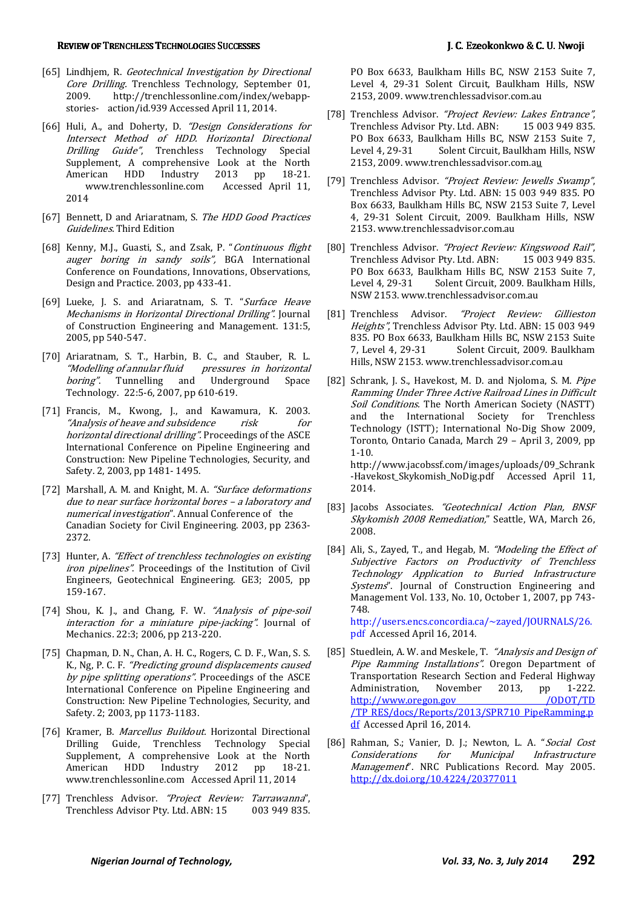[65] Lindhjem, R. *Geotechnical Investigation by Directional Core Drilling*. Trenchless Technology, September 01, 2009. http://trenchlessonline.com/index/webapp-stories- action/id.939 Accessed April 11, 2014.

[66] Huli, A., and Doherty, D. *"Design Considerations for Intersect Method of HDD. Horizontal Directional Drilling Guide"*, Trenchless Technology Special Supplement, A comprehensive Look at the North American HDD Industry 2013 pp 18-21. www.trenchlessonline.com Accessed April 11, 2014

[67] Bennett, D and Ariaratnam, S. *The HDD Good Practices Guidelines*. Third Edition

[68] Kenny, M.J., Guasti, S., and Zsak, P. "*Continuous flight auger boring in sandy soils"*, BGA International Conference on Foundations, Innovations, Observations, Design and Practice. 2003, pp 433-41.

[69] Lueke, J. S. and Ariaratnam, S. T. "*Surface Heave Mechanisms in Horizontal Directional Drilling"*. Journal of Construction Engineering and Management. 131:5, 2005, pp 540-547.

[70] Ariaratnam, S. T., Harbin, B. C., and Stauber, R. L. *"Modelling of annular fluid pressures in horizontal boring"*. Tunnelling and Underground Space Technology. 22:5-6, 2007, pp 610-619.

[71] Francis, M., Kwong, J., and Kawamura, K. 2003. *"Analysis of heave and subsidence risk for horizontal directional drilling"*. Proceedings of the ASCE International Conference on Pipeline Engineering and Construction: New Pipeline Technologies, Security, and Safety. 2, 2003, pp 1481- 1495.

[72] Marshall, A. M. and Knight, M. A. *"Surface deformations due to near surface horizontal bores – a laboratory and numerical investigation*". Annual Conference of the Canadian Society for Civil Engineering. 2003, pp 2363-2372.

[73] Hunter, A. *"Effect of trenchless technologies on existing iron pipelines"*. Proceedings of the Institution of Civil Engineers, Geotechnical Engineering. GE3; 2005, pp 159-167.

[74] Shou, K. J., and Chang, F. W. *"Analysis of pipe-soil interaction for a miniature pipe-jacking"*. Journal of Mechanics. 22:3; 2006, pp 213-220.

[75] Chapman, D. N., Chan, A. H. C., Rogers, C. D. F., Wan, S. S. K., Ng, P. C. F. *"Predicting ground displacements caused by pipe splitting operations"*. Proceedings of the ASCE International Conference on Pipeline Engineering and Construction: New Pipeline Technologies, Security, and Safety. 2; 2003, pp 1173-1183.

[76] Kramer, B. *Marcellus Buildout*. Horizontal Directional Drilling Guide, Trenchless Technology Special Supplement, A comprehensive Look at the North American HDD Industry 2012 pp 18-21. www.trenchlessonline.com Accessed April 11, 2014

[77] Trenchless Advisor. *"Project Review: Tarrawanna*", Trenchless Advisor Pty. Ltd. ABN: 15 003 949 835. PO Box 6633, Baulkham Hills BC, NSW 2153 Suite 7, Level 4, 29-31 Solent Circuit, Baulkham Hills, NSW 2153, 2009. www.trenchlessadvisor.com.au

[78] Trenchless Advisor. *"Project Review: Lakes Entrance"*, Trenchless Advisor Pty. Ltd. ABN: 15 003 949 835. PO Box 6633, Baulkham Hills BC, NSW 2153 Suite 7, Level 4, 29-31 Solent Circuit, Baulkham Hills, NSW 2153, 2009. www.trenchlessadvisor.com.au

[79] Trenchless Advisor. *"Project Review: Jewells Swamp"*, Trenchless Advisor Pty. Ltd. ABN: 15 003 949 835. PO Box 6633, Baulkham Hills BC, NSW 2153 Suite 7, Level 4, 29-31 Solent Circuit, 2009. Baulkham Hills, NSW 2153. www.trenchlessadvisor.com.au

[80] Trenchless Advisor. *"Project Review: Kingswood Rail"*, Trenchless Advisor Pty. Ltd. ABN: 15 003 949 835. PO Box 6633, Baulkham Hills BC, NSW 2153 Suite 7, Level 4, 29-31 Solent Circuit, 2009. Baulkham Hills, NSW 2153. www.trenchlessadvisor.com.au

[81] Trenchless Advisor. *"Project Review: Gillieston Heights"*, Trenchless Advisor Pty. Ltd. ABN: 15 003 949 835. PO Box 6633, Baulkham Hills BC, NSW 2153 Suite 7, Level 4, 29-31 Solent Circuit, 2009. Baulkham Hills, NSW 2153. www.trenchlessadvisor.com.au

[82] Schrank, J. S., Havekost, M. D. and Njoloma, S. M. *Pipe Ramming Under Three Active Railroad Lines in Difficult Soil Conditions*. The North American Society (NASTT) and the International Society for Trenchless Technology (ISTT); International No-Dig Show 2009, Toronto, Ontario Canada, March 29 – April 3, 2009, pp 1-10. http://www.jacobssf.com/images/uploads/09_Schrank-Havekost_Skykomish_NoDig.pdf Accessed April 11, 2014.

[83] Jacobs Associates. *"Geotechnical Action Plan, BNSF Skykomish 2008 Remediation*," Seattle, WA, March 26, 2008.

[84] Ali, S., Zayed, T., and Hegab, M. *"Modeling the Effect of Subjective Factors on Productivity of Trenchless Technology Application to Buried Infrastructure Systems*". Journal of Construction Engineering and Management Vol. 133, No. 10, October 1, 2007, pp 743-748. http://users.encs.concordia.ca/~zayed/JOURNALS/26.pdf Accessed April 16, 2014.

[85] Stuedlein, A. W. and Meskele, T. *"Analysis and Design of Pipe Ramming Installations"*. Oregon Department of Transportation Research Section and Federal Highway Administration, November 2013, pp 1-222. http://www.oregon.gov/ODOT/TD/TP_RES/docs/Reports/2013/SPR710_PipeRamming.pdf Accessed April 16, 2014.

[86] Rahman, S.; Vanier, D. J.; Newton, L. A. "*Social Cost Considerations for Municipal Infrastructure Management*". NRC Publications Record. May 2005. http://dx.doi.org/10.4224/20377011